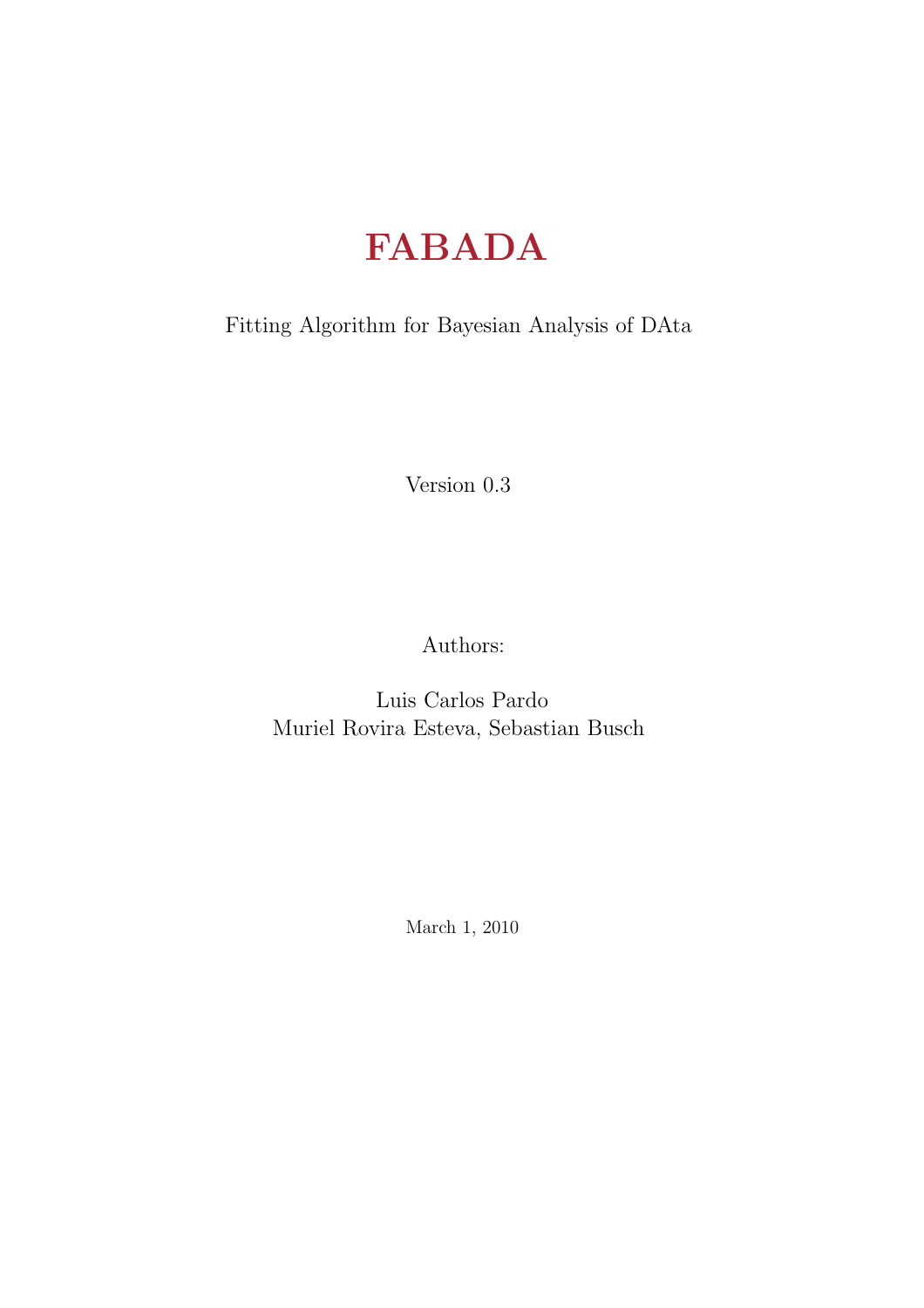# FABADA

Fitting Algorithm for Bayesian Analysis of DAta

Version 0.3

Authors:

Luis Carlos Pardo
Muriel Rovira Esteva, Sebastian Busch

March 1, 2010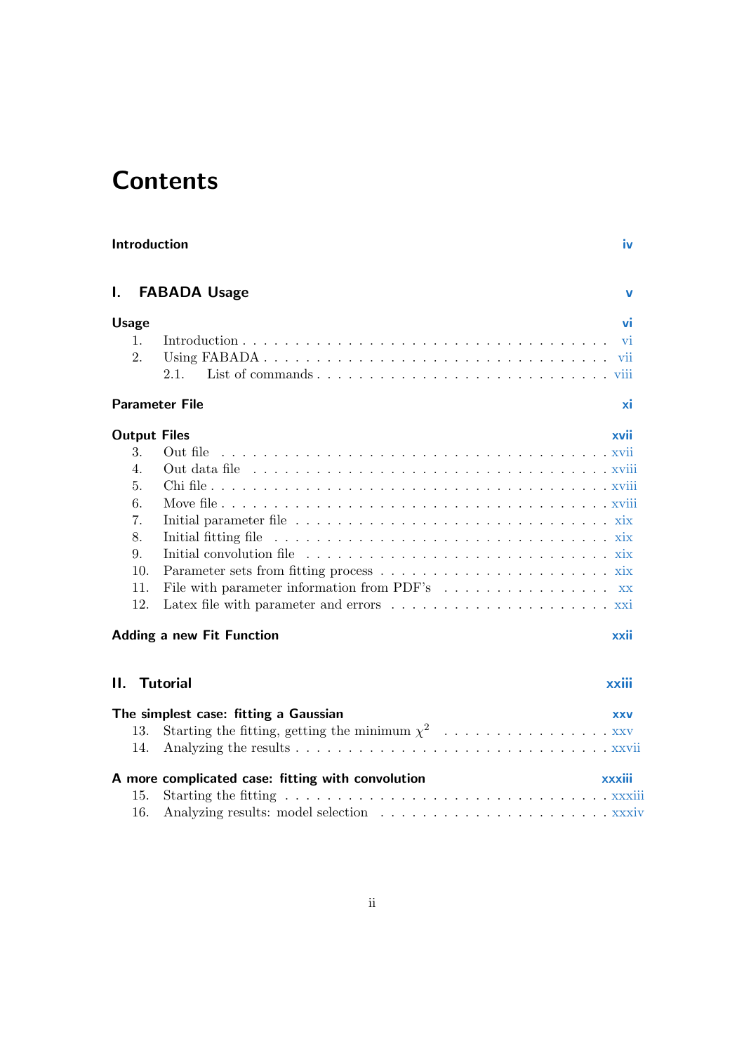# Contents

**Introduction** iv

**I. FABADA Usage** v

**Usage** vi

1. Introduction . . . vi
2. Using FABADA . . . vii
   - 2.1. List of commands . . . viii

**Parameter File** xi

**Output Files** xvii

3. Out file . . . xvii
4. Out data file . . . xviii
5. Chi file . . . xviii
6. Move file . . . xviii
7. Initial parameter file . . . xix
8. Initial fitting file . . . xix
9. Initial convolution file . . . xix
10. Parameter sets from fitting process . . . xix
11. File with parameter information from PDF's . . . xx
12. Latex file with parameter and errors . . . xxi

**Adding a new Fit Function** xxii

**II. Tutorial** xxiii

**The simplest case: fitting a Gaussian** xxv

13. Starting the fitting, getting the minimum $\chi^2$ . . . xxv
14. Analyzing the results . . . xxvii

**A more complicated case: fitting with convolution** xxxiii

15. Starting the fitting . . . xxxiii
16. Analyzing results: model selection . . . xxxiv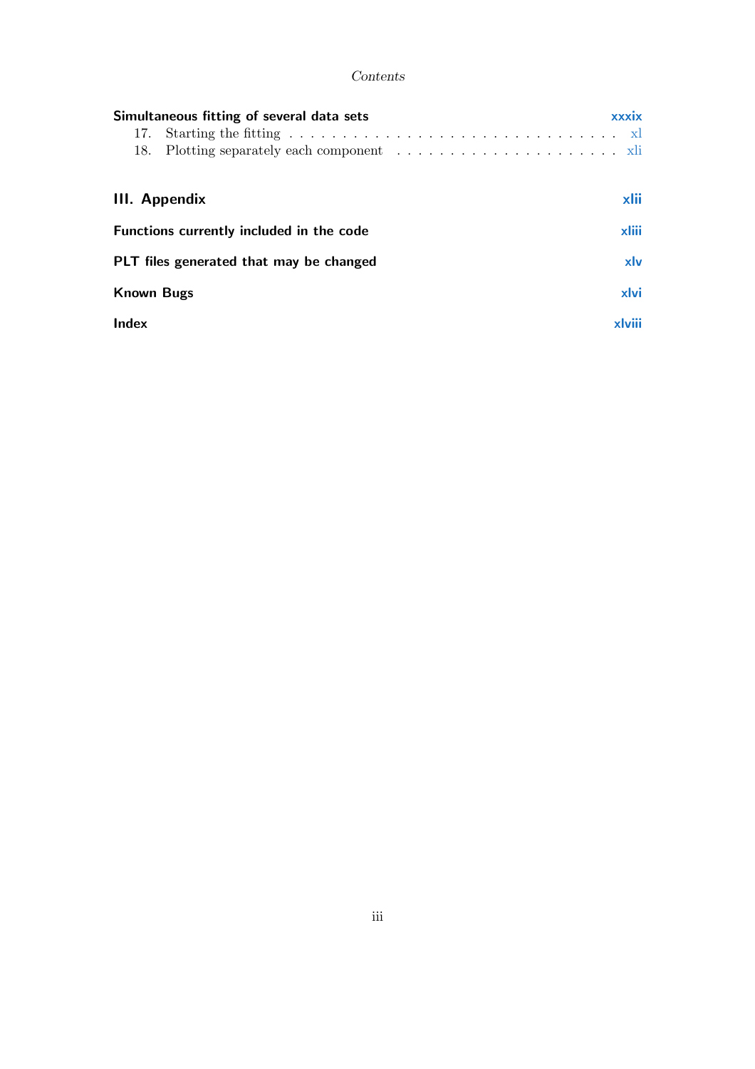**Simultaneous fitting of several data sets** xxxix

17. Starting the fitting . . . . . . . . . . xl
18. Plotting separately each component . . . . . . . . . . xli

**III. Appendix** xlii

**Functions currently included in the code** xliii

**PLT files generated that may be changed** xlv

**Known Bugs** xlvi

**Index** xlviii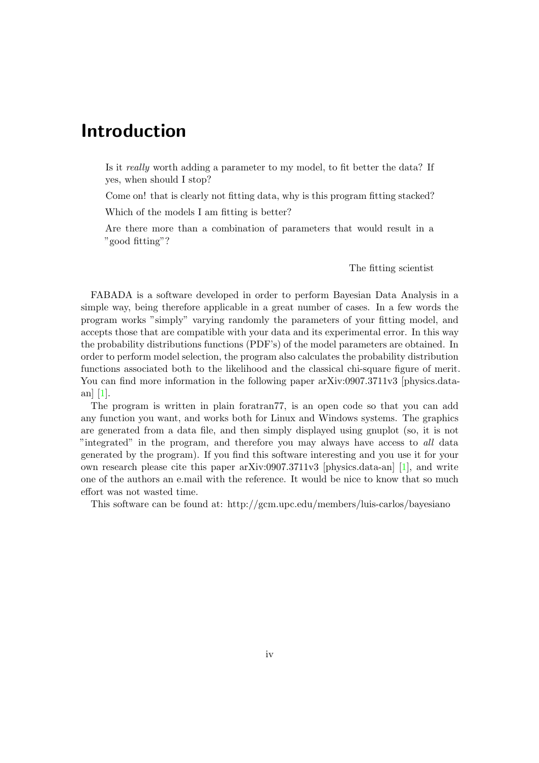# Introduction

> Is it *really* worth adding a parameter to my model, to fit better the data? If yes, when should I stop?
>
> Come on! that is clearly not fitting data, why is this program fitting stacked?
>
> Which of the models I am fitting is better?
>
> Are there more than a combination of parameters that would result in a "good fitting"?
>
> The fitting scientist

FABADA is a software developed in order to perform Bayesian Data Analysis in a simple way, being therefore applicable in a great number of cases. In a few words the program works "simply" varying randomly the parameters of your fitting model, and accepts those that are compatible with your data and its experimental error. In this way the probability distributions functions (PDF's) of the model parameters are obtained. In order to perform model selection, the program also calculates the probability distribution functions associated both to the likelihood and the classical chi-square figure of merit. You can find more information in the following paper arXiv:0907.3711v3 [physics.data-an] [1].

The program is written in plain foratran77, is an open code so that you can add any function you want, and works both for Linux and Windows systems. The graphics are generated from a data file, and then simply displayed using gnuplot (so, it is not "integrated" in the program, and therefore you may always have access to *all* data generated by the program). If you find this software interesting and you use it for your own research please cite this paper arXiv:0907.3711v3 [physics.data-an] [1], and write one of the authors an e.mail with the reference. It would be nice to know that so much effort was not wasted time.

This software can be found at: http://gcm.upc.edu/members/luis-carlos/bayesiano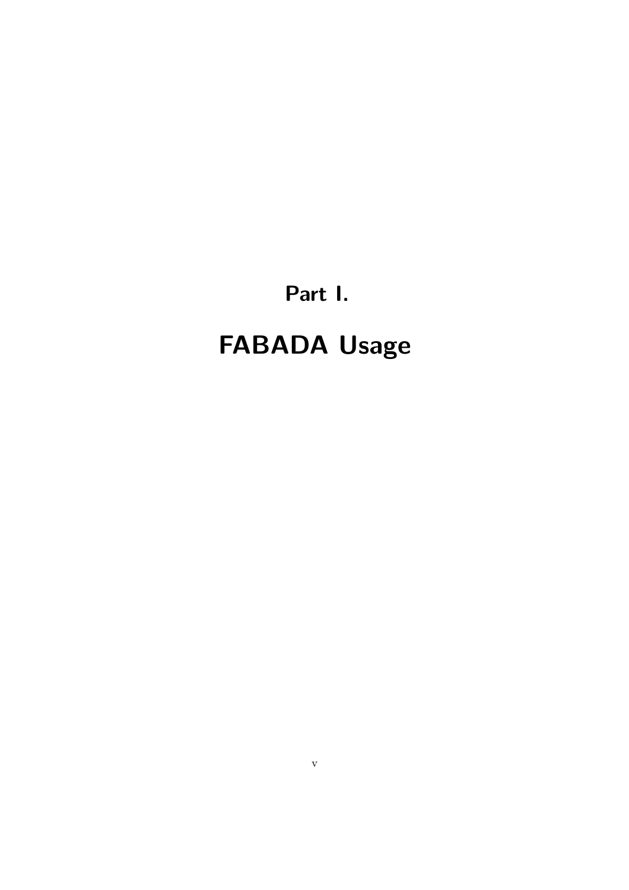# Part I.

# FABADA Usage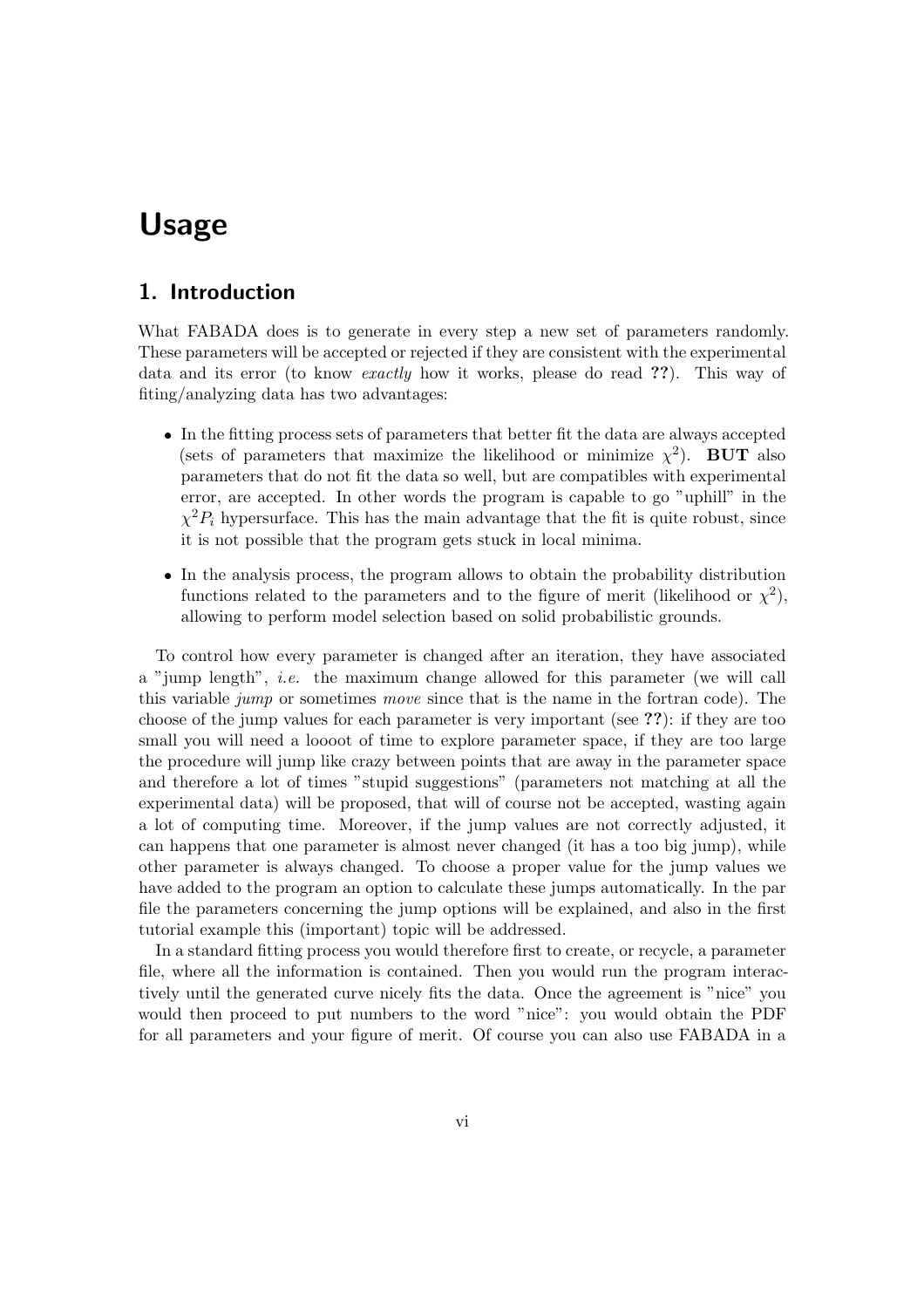# Usage

## 1. Introduction

What FABADA does is to generate in every step a new set of parameters randomly. These parameters will be accepted or rejected if they are consistent with the experimental data and its error (to know *exactly* how it works, please do read **??**). This way of fiting/analyzing data has two advantages:

- In the fitting process sets of parameters that better fit the data are always accepted (sets of parameters that maximize the likelihood or minimize $\chi^2$). **BUT** also parameters that do not fit the data so well, but are compatibles with experimental error, are accepted. In other words the program is capable to go "uphill" in the $\chi^2 P_i$ hypersurface. This has the main advantage that the fit is quite robust, since it is not possible that the program gets stuck in local minima.
- In the analysis process, the program allows to obtain the probability distribution functions related to the parameters and to the figure of merit (likelihood or $\chi^2$), allowing to perform model selection based on solid probabilistic grounds.

To control how every parameter is changed after an iteration, they have associated a "jump length", *i.e.* the maximum change allowed for this parameter (we will call this variable *jump* or sometimes *move* since that is the name in the fortran code). The choose of the jump values for each parameter is very important (see **??**): if they are too small you will need a loooot of time to explore parameter space, if they are too large the procedure will jump like crazy between points that are away in the parameter space and therefore a lot of times "stupid suggestions" (parameters not matching at all the experimental data) will be proposed, that will of course not be accepted, wasting again a lot of computing time. Moreover, if the jump values are not correctly adjusted, it can happens that one parameter is almost never changed (it has a too big jump), while other parameter is always changed. To choose a proper value for the jump values we have added to the program an option to calculate these jumps automatically. In the par file the parameters concerning the jump options will be explained, and also in the first tutorial example this (important) topic will be addressed.

In a standard fitting process you would therefore first to create, or recycle, a parameter file, where all the information is contained. Then you would run the program interactively until the generated curve nicely fits the data. Once the agreement is "nice" you would then proceed to put numbers to the word "nice": you would obtain the PDF for all parameters and your figure of merit. Of course you can also use FABADA in a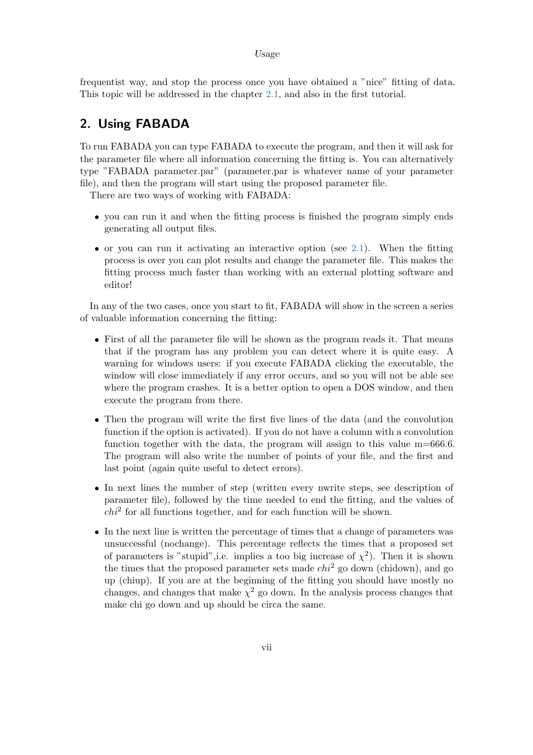frequentist way, and stop the process once you have obtained a "nice" fitting of data. This topic will be addressed in the chapter 2.1, and also in the first tutorial.

## 2. Using FABADA

To run FABADA you can type FABADA to execute the program, and then it will ask for the parameter file where all information concerning the fitting is. You can alternatively type "FABADA parameter.par" (parameter.par is whatever name of your parameter file), and then the program will start using the proposed parameter file.

There are two ways of working with FABADA:

- you can run it and when the fitting process is finished the program simply ends generating all output files.
- or you can run it activating an interactive option (see 2.1). When the fitting process is over you can plot results and change the parameter file. This makes the fitting process much faster than working with an external plotting software and editor!

In any of the two cases, once you start to fit, FABADA will show in the screen a series of valuable information concerning the fitting:

- First of all the parameter file will be shown as the program reads it. That means that if the program has any problem you can detect where it is quite easy. A warning for windows users: if you execute FABADA clicking the executable, the window will close immediately if any error occurs, and so you will not be able see where the program crashes. It is a better option to open a DOS window, and then execute the program from there.
- Then the program will write the first five lines of the data (and the convolution function if the option is activated). If you do not have a column with a convolution function together with the data, the program will assign to this value m=666.6. The program will also write the number of points of your file, and the first and last point (again quite useful to detect errors).
- In next lines the number of step (written every nwrite steps, see description of parameter file), followed by the time needed to end the fitting, and the values of $chi^2$ for all functions together, and for each function will be shown.
- In the next line is written the percentage of times that a change of parameters was unsuccessful (nochange). This percentage reflects the times that a proposed set of parameters is "stupid",i.e. implies a too big increase of $\chi^2$). Then it is shown the times that the proposed parameter sets made $chi^2$ go down (chidown), and go up (chiup). If you are at the beginning of the fitting you should have mostly no changes, and changes that make $\chi^2$ go down. In the analysis process changes that make chi go down and up should be circa the same.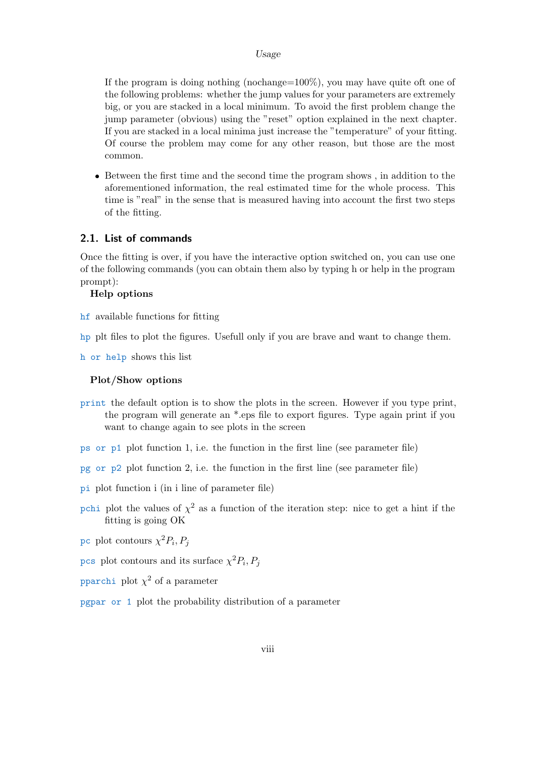If the program is doing nothing (nochange=100%), you may have quite oft one of the following problems: whether the jump values for your parameters are extremely big, or you are stacked in a local minimum. To avoid the first problem change the jump parameter (obvious) using the "reset" option explained in the next chapter. If you are stacked in a local minima just increase the "temperature" of your fitting. Of course the problem may come for any other reason, but those are the most common.

- Between the first time and the second time the program shows , in addition to the aforementioned information, the real estimated time for the whole process. This time is "real" in the sense that is measured having into account the first two steps of the fitting.

## 2.1. List of commands

Once the fitting is over, if you have the interactive option switched on, you can use one of the following commands (you can obtain them also by typing h or help in the program prompt):

**Help options**

`hf` available functions for fitting

`hp` plt files to plot the figures. Usefull only if you are brave and want to change them.

`h or help` shows this list

**Plot/Show options**

`print` the default option is to show the plots in the screen. However if you type print, the program will generate an *.eps file to export figures. Type again print if you want to change again to see plots in the screen

`ps or p1` plot function 1, i.e. the function in the first line (see parameter file)

`pg or p2` plot function 2, i.e. the function in the first line (see parameter file)

`pi` plot function i (in i line of parameter file)

`pchi` plot the values of $\chi^2$ as a function of the iteration step: nice to get a hint if the fitting is going OK

`pc` plot contours $\chi^2 P_i, P_j$

`pcs` plot contours and its surface $\chi^2 P_i, P_j$

`pparchi` plot $\chi^2$ of a parameter

`pgpar or 1` plot the probability distribution of a parameter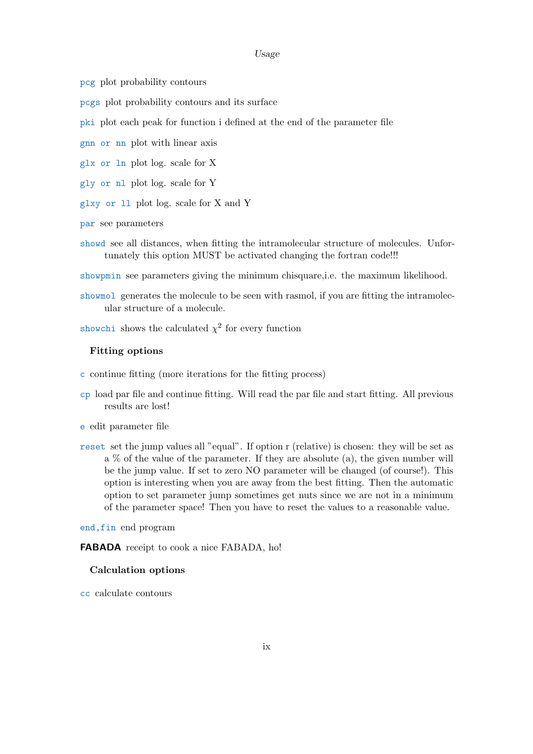`pcg` plot probability contours

`pcgs` plot probability contours and its surface

`pki` plot each peak for function i defined at the end of the parameter file

`gnn or nn` plot with linear axis

`glx or ln` plot log. scale for X

`gly or nl` plot log. scale for Y

`glxy or ll` plot log. scale for X and Y

`par` see parameters

`showd` see all distances, when fitting the intramolecular structure of molecules. Unfortunately this option MUST be activated changing the fortran code!!!

`showpmin` see parameters giving the minimum chisquare,i.e. the maximum likelihood.

`showmol` generates the molecule to be seen with rasmol, if you are fitting the intramolecular structure of a molecule.

`showchi` shows the calculated $\chi^2$ for every function

### Fitting options

`c` continue fitting (more iterations for the fitting process)

`cp` load par file and continue fitting. Will read the par file and start fitting. All previous results are lost!

`e` edit parameter file

`reset` set the jump values all "equal". If option r (relative) is chosen: they will be set as a % of the value of the parameter. If they are absolute (a), the given number will be the jump value. If set to zero NO parameter will be changed (of course!). This option is interesting when you are away from the best fitting. Then the automatic option to set parameter jump sometimes get nuts since we are not in a minimum of the parameter space! Then you have to reset the values to a reasonable value.

`end,fin` end program

**FABADA** receipt to cook a nice FABADA, ho!

### Calculation options

`cc` calculate contours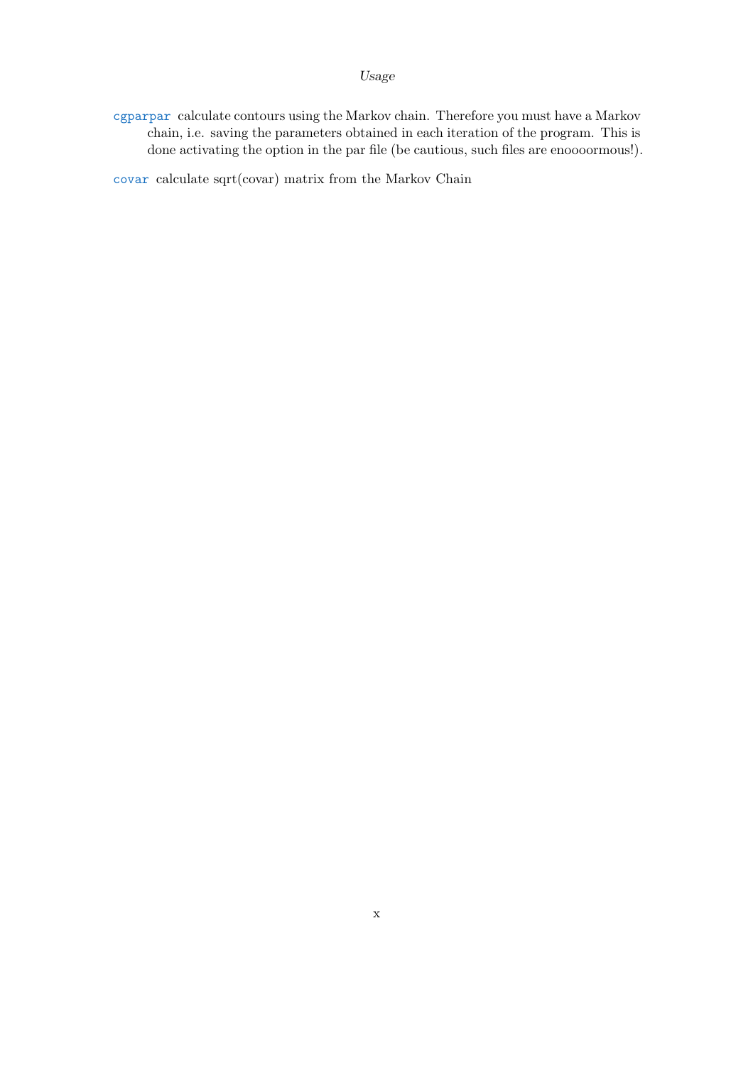`cgparpar` calculate contours using the Markov chain. Therefore you must have a Markov chain, i.e. saving the parameters obtained in each iteration of the program. This is done activating the option in the par file (be cautious, such files are enoooormous!).

`covar` calculate sqrt(covar) matrix from the Markov Chain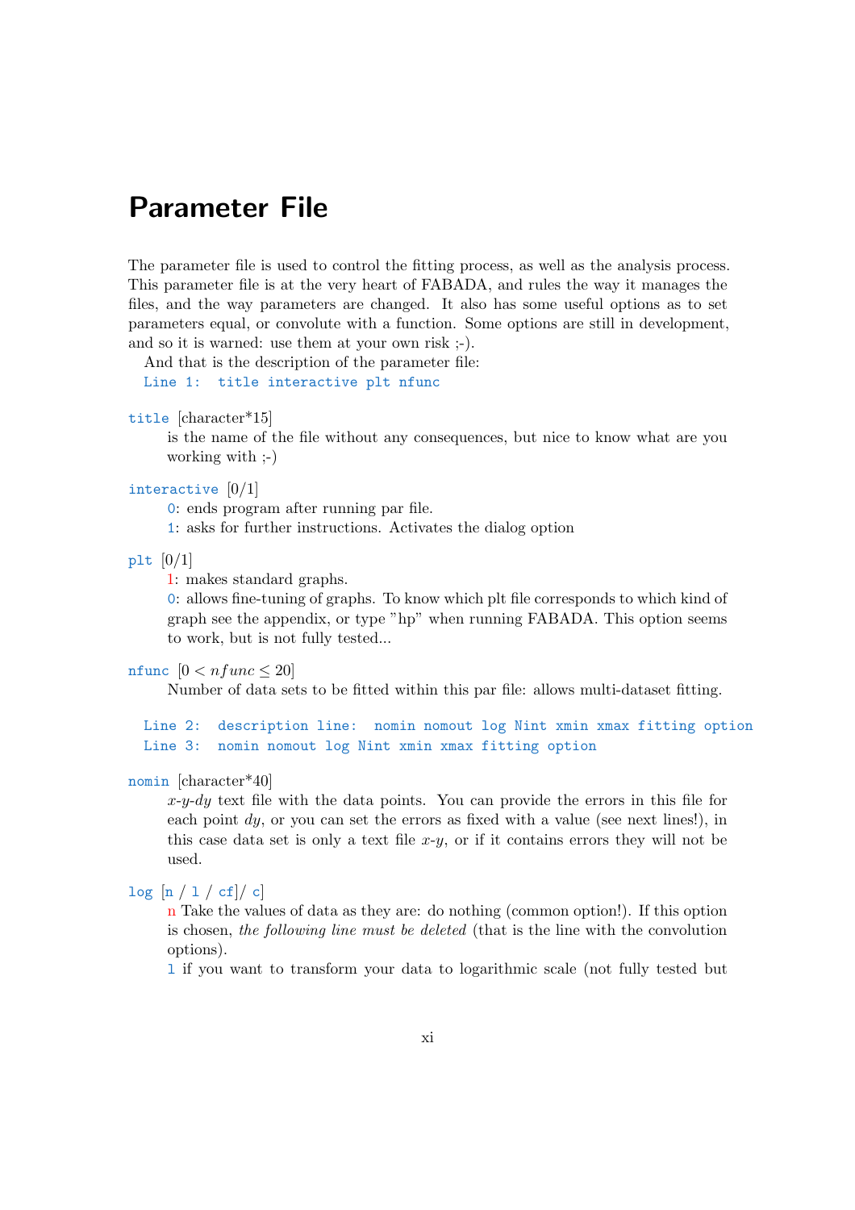# Parameter File

The parameter file is used to control the fitting process, as well as the analysis process. This parameter file is at the very heart of FABADA, and rules the way it manages the files, and the way parameters are changed. It also has some useful options as to set parameters equal, or convolute with a function. Some options are still in development, and so it is warned: use them at your own risk ;-).

And that is the description of the parameter file:

`Line 1: title interactive plt nfunc`

`title` [character*15]
: is the name of the file without any consequences, but nice to know what are you working with ;-)

`interactive` [0/1]
: `0`: ends program after running par file.
: `1`: asks for further instructions. Activates the dialog option

`plt` [0/1]
: `1`: makes standard graphs.
: `0`: allows fine-tuning of graphs. To know which plt file corresponds to which kind of graph see the appendix, or type "hp" when running FABADA. This option seems to work, but is not fully tested...

`nfunc` [$0 < nfunc \leq 20$]
: Number of data sets to be fitted within this par file: allows multi-dataset fitting.

`Line 2: description line: nomin nomout log Nint xmin xmax fitting option`
`Line 3: nomin nomout log Nint xmin xmax fitting option`

`nomin` [character*40]
: $x$-$y$-$dy$ text file with the data points. You can provide the errors in this file for each point $dy$, or you can set the errors as fixed with a value (see next lines!), in this case data set is only a text file $x$-$y$, or if it contains errors they will not be used.

`log` [`n` / `l` / `cf`]/ `c`]
: `n` Take the values of data as they are: do nothing (common option!). If this option is chosen, *the following line must be deleted* (that is the line with the convolution options).
: `l` if you want to transform your data to logarithmic scale (not fully tested but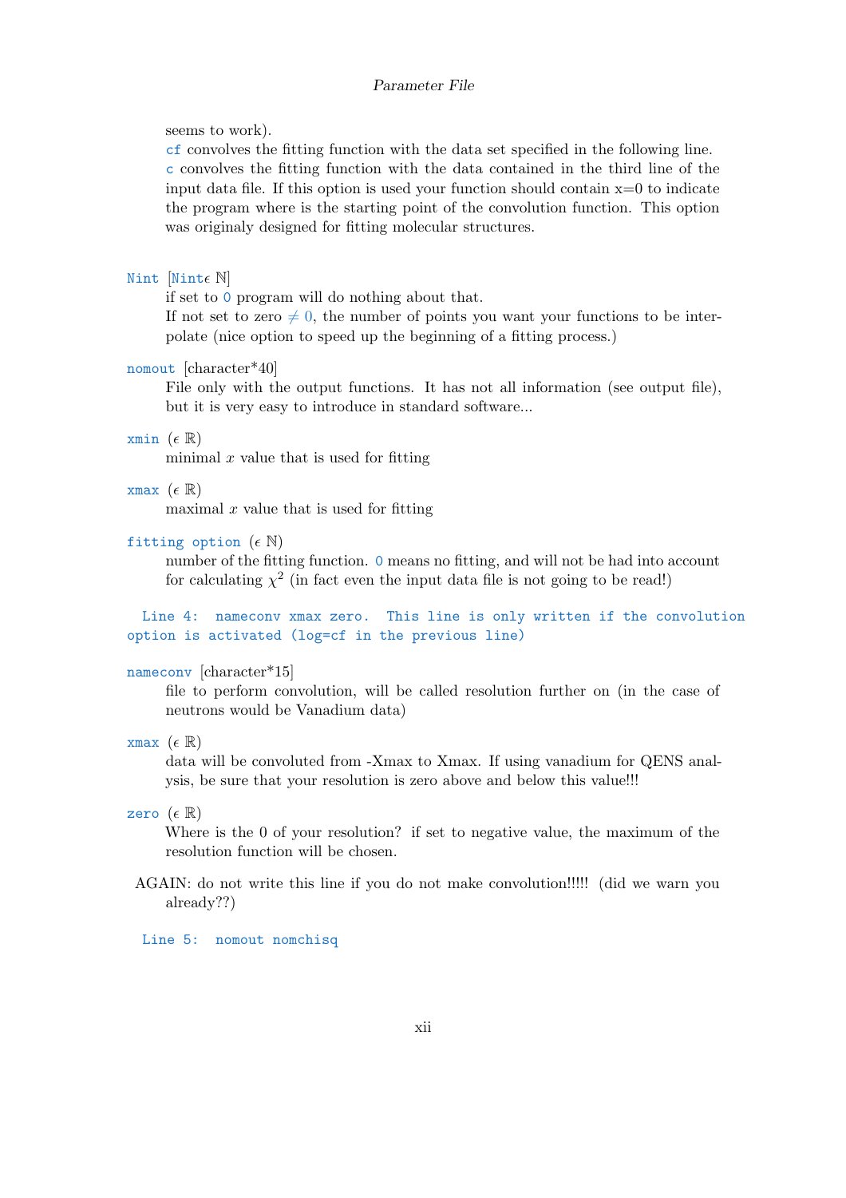seems to work).

cf convolves the fitting function with the data set specified in the following line.

c convolves the fitting function with the data contained in the third line of the input data file. If this option is used your function should contain x=0 to indicate the program where is the starting point of the convolution function. This option was originaly designed for fitting molecular structures.

**Nint** [Nint$\epsilon$ $\mathbb{N}$]

if set to 0 program will do nothing about that.

If not set to zero $\neq 0$, the number of points you want your functions to be interpolate (nice option to speed up the beginning of a fitting process.)

**nomout** [character*40]

File only with the output functions. It has not all information (see output file), but it is very easy to introduce in standard software...

**xmin** ($\epsilon$ $\mathbb{R}$)

minimal $x$ value that is used for fitting

**xmax** ($\epsilon$ $\mathbb{R}$)

maximal $x$ value that is used for fitting

**fitting option** ($\epsilon$ $\mathbb{N}$)

number of the fitting function. 0 means no fitting, and will not be had into account for calculating $\chi^2$ (in fact even the input data file is not going to be read!)

**Line 4: nameconv xmax zero. This line is only written if the convolution option is activated (log=cf in the previous line)**

**nameconv** [character*15]

file to perform convolution, will be called resolution further on (in the case of neutrons would be Vanadium data)

**xmax** ($\epsilon$ $\mathbb{R}$)

data will be convoluted from -Xmax to Xmax. If using vanadium for QENS analysis, be sure that your resolution is zero above and below this value!!!

**zero** ($\epsilon$ $\mathbb{R}$)

Where is the 0 of your resolution? if set to negative value, the maximum of the resolution function will be chosen.

AGAIN: do not write this line if you do not make convolution!!!!! (did we warn you already??)

**Line 5: nomout nomchisq**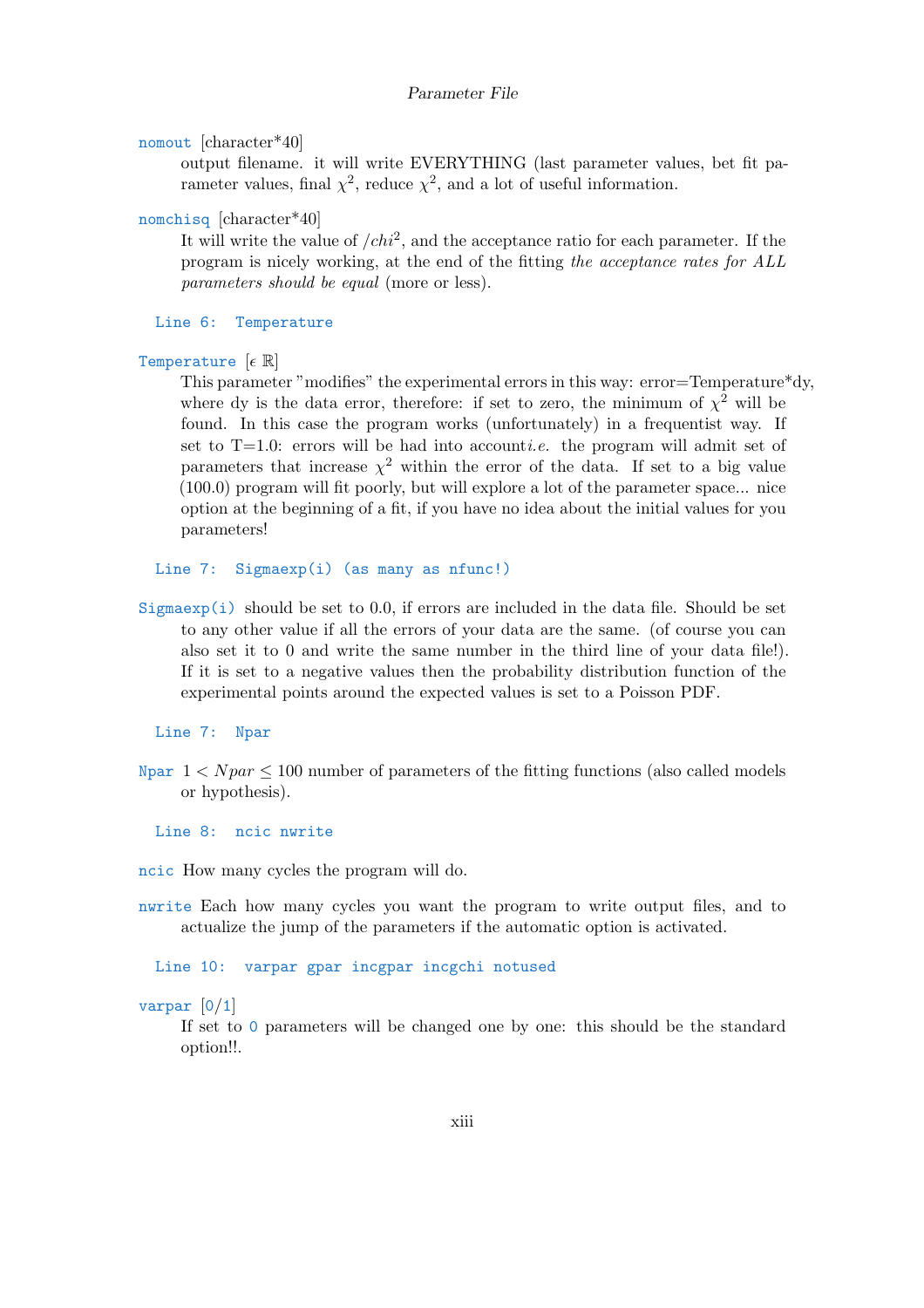**nomout** [character*40]
: output filename. it will write EVERYTHING (last parameter values, bet fit parameter values, final $\chi^2$, reduce $\chi^2$, and a lot of useful information.

**nomchisq** [character*40]
: It will write the value of $/chi^2$, and the acceptance ratio for each parameter. If the program is nicely working, at the end of the fitting *the acceptance rates for ALL parameters should be equal* (more or less).

`Line 6: Temperature`

**Temperature** [$\epsilon$ $\mathbb{R}$]
: This parameter "modifies" the experimental errors in this way: error=Temperature*dy, where dy is the data error, therefore: if set to zero, the minimum of $\chi^2$ will be found. In this case the program works (unfortunately) in a frequentist way. If set to T=1.0: errors will be had into account*i.e.* the program will admit set of parameters that increase $\chi^2$ within the error of the data. If set to a big value (100.0) program will fit poorly, but will explore a lot of the parameter space... nice option at the beginning of a fit, if you have no idea about the initial values for you parameters!

`Line 7: Sigmaexp(i) (as many as nfunc!)`

**Sigmaexp(i)** should be set to 0.0, if errors are included in the data file. Should be set to any other value if all the errors of your data are the same. (of course you can also set it to 0 and write the same number in the third line of your data file!). If it is set to a negative values then the probability distribution function of the experimental points around the expected values is set to a Poisson PDF.

`Line 7: Npar`

**Npar** $1 < Npar \leq 100$ number of parameters of the fitting functions (also called models or hypothesis).

`Line 8: ncic nwrite`

**ncic** How many cycles the program will do.

**nwrite** Each how many cycles you want the program to write output files, and to actualize the jump of the parameters if the automatic option is activated.

`Line 10: varpar gpar incgpar incgchi notused`

**varpar** [0/1]
: If set to 0 parameters will be changed one by one: this should be the standard option!!.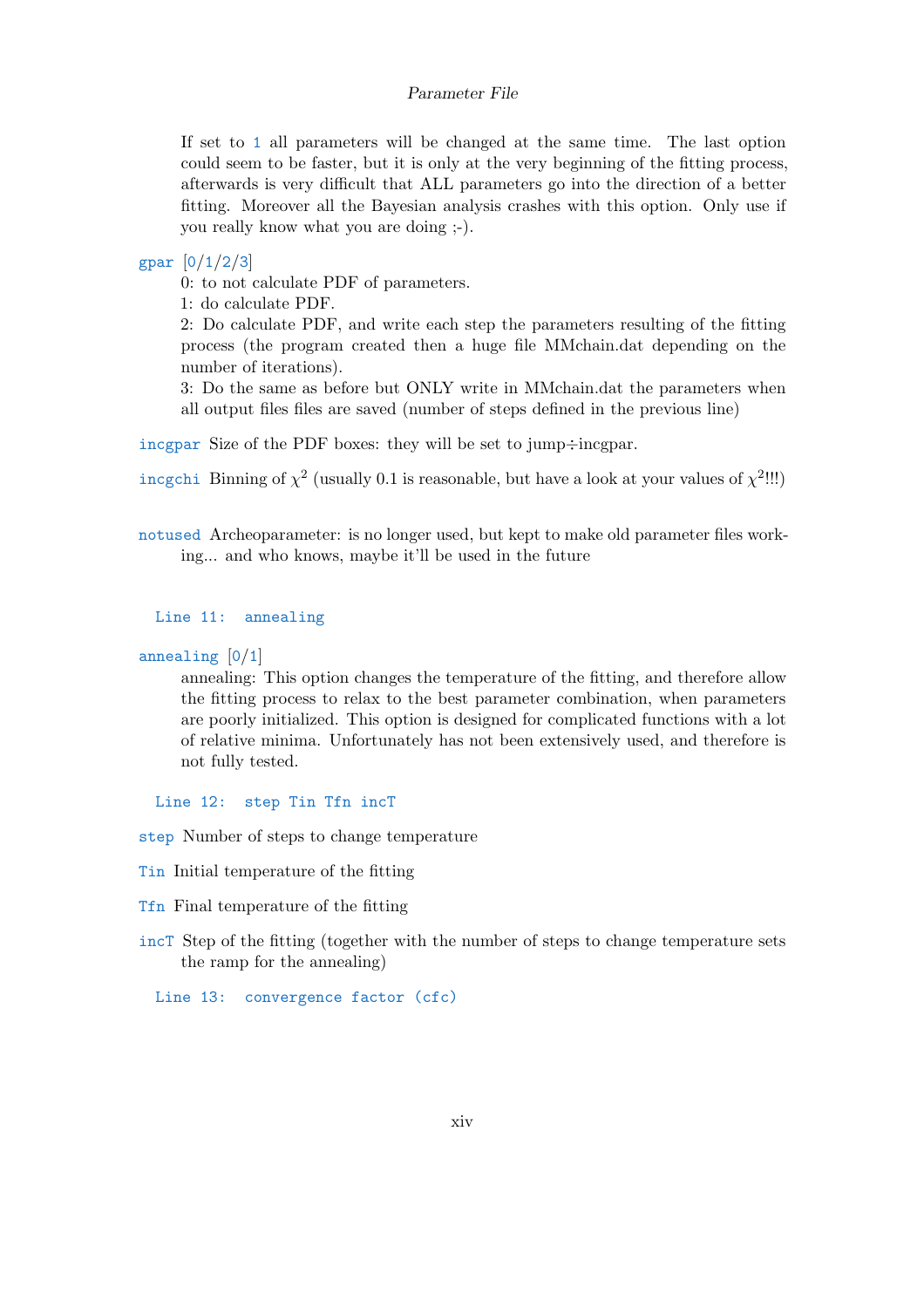If set to `1` all parameters will be changed at the same time. The last option could seem to be faster, but it is only at the very beginning of the fitting process, afterwards is very difficult that ALL parameters go into the direction of a better fitting. Moreover all the Bayesian analysis crashes with this option. Only use if you really know what you are doing ;-).

`gpar` [0/1/2/3]
: 0: to not calculate PDF of parameters.
: 1: do calculate PDF.
: 2: Do calculate PDF, and write each step the parameters resulting of the fitting process (the program created then a huge file MMchain.dat depending on the number of iterations).
: 3: Do the same as before but ONLY write in MMchain.dat the parameters when all output files files are saved (number of steps defined in the previous line)

`incgpar` Size of the PDF boxes: they will be set to jump÷incgpar.

`incgchi` Binning of $\chi^2$ (usually 0.1 is reasonable, but have a look at your values of $\chi^2$!!!)

`notused` Archeoparameter: is no longer used, but kept to make old parameter files working... and who knows, maybe it'll be used in the future

```
Line 11:  annealing
```

`annealing` [0/1]
: annealing: This option changes the temperature of the fitting, and therefore allow the fitting process to relax to the best parameter combination, when parameters are poorly initialized. This option is designed for complicated functions with a lot of relative minima. Unfortunately has not been extensively used, and therefore is not fully tested.

```
Line 12:  step Tin Tfn incT
```

`step` Number of steps to change temperature

`Tin` Initial temperature of the fitting

`Tfn` Final temperature of the fitting

`incT` Step of the fitting (together with the number of steps to change temperature sets the ramp for the annealing)

```
Line 13:  convergence factor (cfc)
```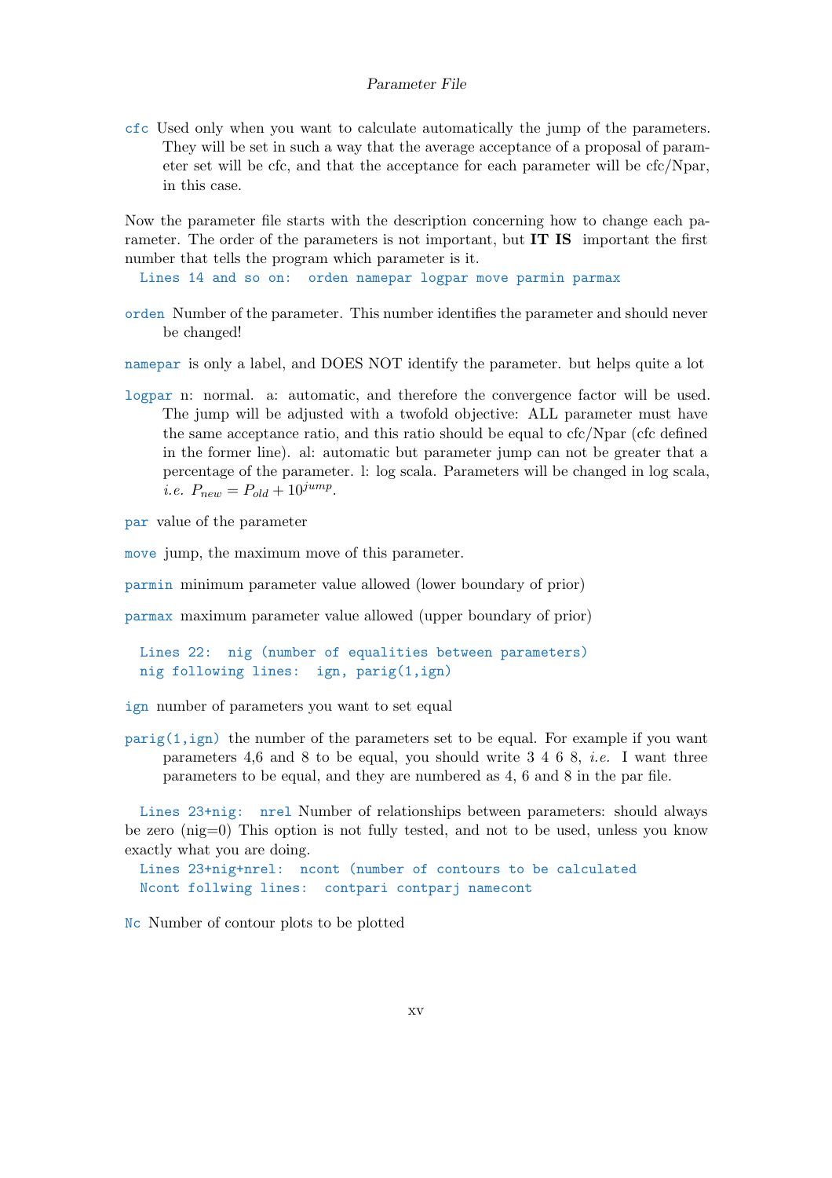`cfc` Used only when you want to calculate automatically the jump of the parameters. They will be set in such a way that the average acceptance of a proposal of parameter set will be cfc, and that the acceptance for each parameter will be cfc/Npar, in this case.

Now the parameter file starts with the description concerning how to change each parameter. The order of the parameters is not important, but **IT IS** important the first number that tells the program which parameter is it.

```
Lines 14 and so on:  orden namepar logpar move parmin parmax
```

`orden` Number of the parameter. This number identifies the parameter and should never be changed!

`namepar` is only a label, and DOES NOT identify the parameter. but helps quite a lot

`logpar` n: normal. a: automatic, and therefore the convergence factor will be used. The jump will be adjusted with a twofold objective: ALL parameter must have the same acceptance ratio, and this ratio should be equal to cfc/Npar (cfc defined in the former line). al: automatic but parameter jump can not be greater that a percentage of the parameter. l: log scala. Parameters will be changed in log scala, *i.e.* $P_{new} = P_{old} + 10^{jump}$.

`par` value of the parameter

`move` jump, the maximum move of this parameter.

`parmin` minimum parameter value allowed (lower boundary of prior)

`parmax` maximum parameter value allowed (upper boundary of prior)

```
Lines 22:  nig (number of equalities between parameters)
nig following lines:  ign, parig(1,ign)
```

`ign` number of parameters you want to set equal

`parig(1,ign)` the number of the parameters set to be equal. For example if you want parameters 4,6 and 8 to be equal, you should write 3 4 6 8, *i.e.* I want three parameters to be equal, and they are numbered as 4, 6 and 8 in the par file.

`Lines 23+nig:  nrel` Number of relationships between parameters: should always be zero (nig=0) This option is not fully tested, and not to be used, unless you know exactly what you are doing.

```
Lines 23+nig+nrel:  ncont (number of contours to be calculated
Ncont follwing lines:  contpari contparj namecont
```

`Nc` Number of contour plots to be plotted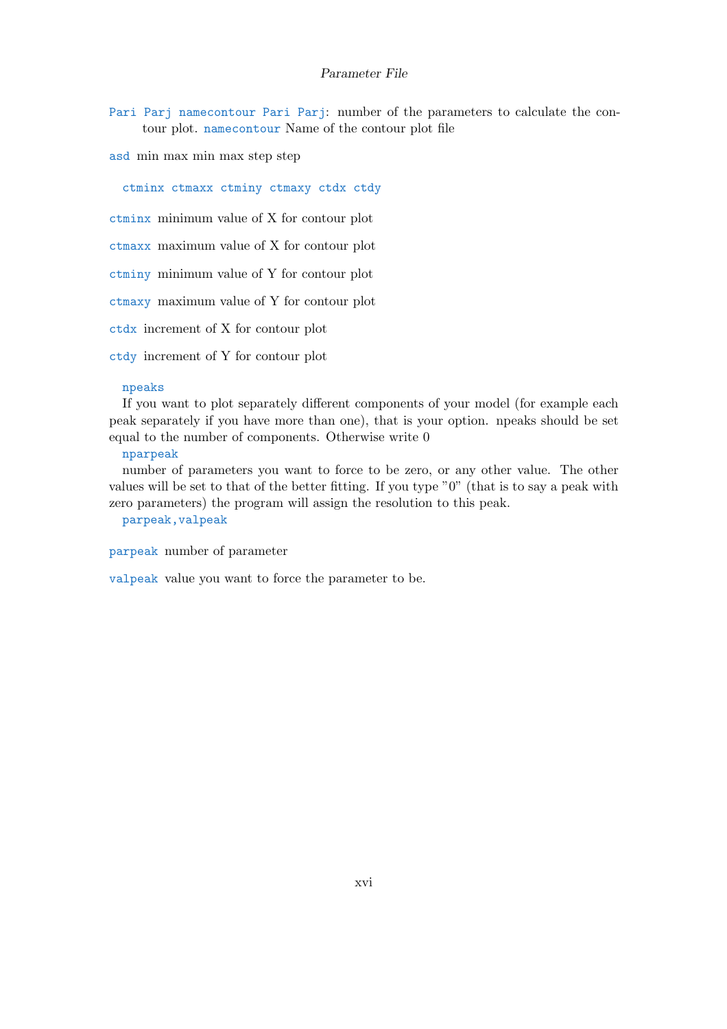`Pari Parj namecontour Pari Parj`: number of the parameters to calculate the contour plot. `namecontour` Name of the contour plot file

`asd` min max min max step step

```
ctminx ctmaxx ctminy ctmaxy ctdx ctdy
```

`ctminx` minimum value of X for contour plot

`ctmaxx` maximum value of X for contour plot

`ctminy` minimum value of Y for contour plot

`ctmaxy` maximum value of Y for contour plot

`ctdx` increment of X for contour plot

`ctdy` increment of Y for contour plot

```
npeaks
```

If you want to plot separately different components of your model (for example each peak separately if you have more than one), that is your option. npeaks should be set equal to the number of components. Otherwise write 0

```
nparpeak
```

number of parameters you want to force to be zero, or any other value. The other values will be set to that of the better fitting. If you type "0" (that is to say a peak with zero parameters) the program will assign the resolution to this peak.

```
parpeak,valpeak
```

`parpeak` number of parameter

`valpeak` value you want to force the parameter to be.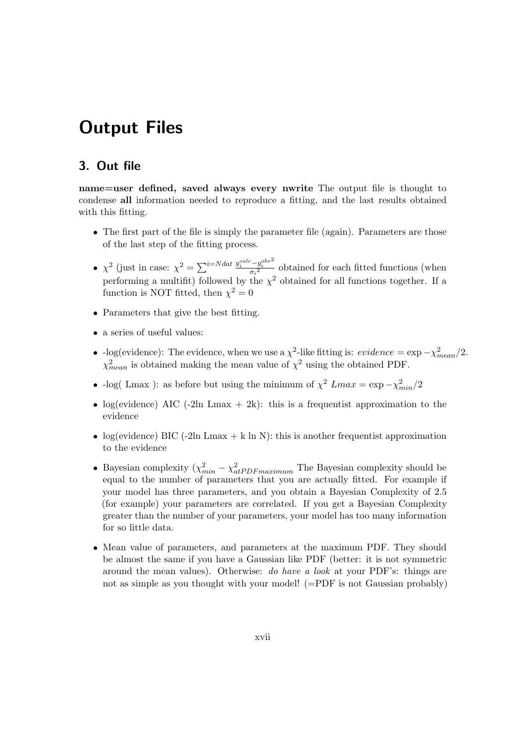# Output Files

## 3. Out file

**name=user defined, saved always every nwrite** The output file is thought to condense **all** information needed to reproduce a fitting, and the last results obtained with this fitting.

- The first part of the file is simply the parameter file (again). Parameters are those of the last step of the fitting process.
- $\chi^2$ (just in case: $\chi^2 = \sum^{i=Ndat} \frac{y_i^{calc} - y_i^{obs\,2}}{\sigma_i{}^2}$ obtained for each fitted functions (when performing a multifit) followed by the $\chi^2$ obtained for all functions together. If a function is NOT fitted, then $\chi^2 = 0$
- Parameters that give the best fitting.
- a series of useful values:
- -log(evidence): The evidence, when we use a $\chi^2$-like fitting is: $evidence = \exp -\chi^2_{mean}/2$. $\chi^2_{mean}$ is obtained making the mean value of $\chi^2$ using the obtained PDF.
- -log( Lmax ): as before but using the minimum of $\chi^2$ $Lmax = \exp -\chi^2_{min}/2$
- log(evidence) AIC (-2ln Lmax + 2k): this is a frequentist approximation to the evidence
- log(evidence) BIC (-2ln Lmax + k ln N): this is another frequentist approximation to the evidence
- Bayesian complexity ($\chi^2_{min} - \chi^2_{atPDFmaximum}$ The Bayesian complexity should be equal to the number of parameters that you are actually fitted. For example if your model has three parameters, and you obtain a Bayesian Complexity of 2.5 (for example) your parameters are correlated. If you get a Bayesian Complexity greater than the number of your parameters, your model has too many information for so little data.
- Mean value of parameters, and parameters at the maximum PDF. They should be almost the same if you have a Gaussian like PDF (better: it is not symmetric around the mean values). Otherwise: *do have a look* at your PDF's: things are not as simple as you thought with your model! (=PDF is not Gaussian probably)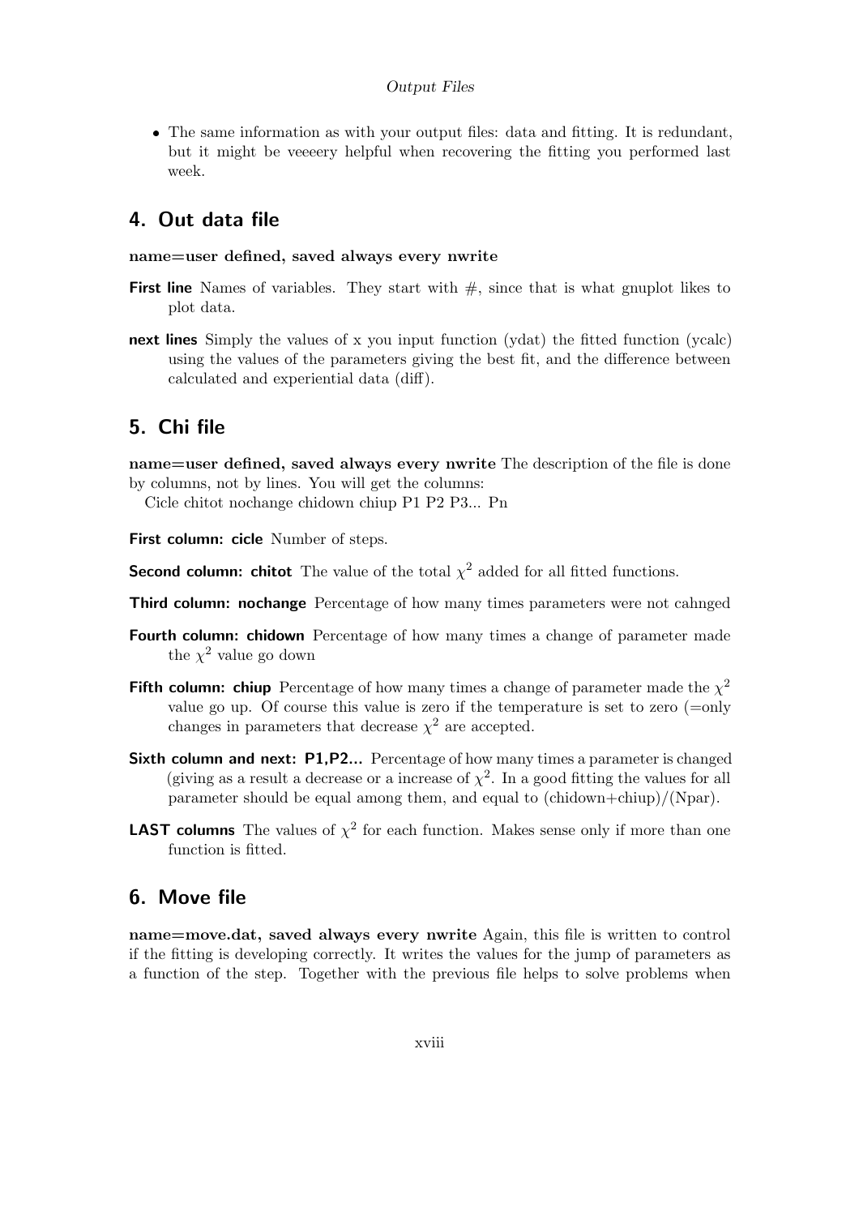- The same information as with your output files: data and fitting. It is redundant, but it might be veeeery helpful when recovering the fitting you performed last week.

## 4. Out data file

**name=user defined, saved always every nwrite**

**First line** Names of variables. They start with #, since that is what gnuplot likes to plot data.

**next lines** Simply the values of x you input function (ydat) the fitted function (ycalc) using the values of the parameters giving the best fit, and the difference between calculated and experiential data (diff).

## 5. Chi file

**name=user defined, saved always every nwrite** The description of the file is done by columns, not by lines. You will get the columns:
Cicle chitot nochange chidown chiup P1 P2 P3... Pn

**First column: cicle** Number of steps.

**Second column: chitot** The value of the total $\chi^2$ added for all fitted functions.

**Third column: nochange** Percentage of how many times parameters were not cahnged

**Fourth column: chidown** Percentage of how many times a change of parameter made the $\chi^2$ value go down

**Fifth column: chiup** Percentage of how many times a change of parameter made the $\chi^2$ value go up. Of course this value is zero if the temperature is set to zero (=only changes in parameters that decrease $\chi^2$ are accepted.

**Sixth column and next: P1,P2...** Percentage of how many times a parameter is changed (giving as a result a decrease or a increase of $\chi^2$. In a good fitting the values for all parameter should be equal among them, and equal to (chidown+chiup)/(Npar).

**LAST columns** The values of $\chi^2$ for each function. Makes sense only if more than one function is fitted.

## 6. Move file

**name=move.dat, saved always every nwrite** Again, this file is written to control if the fitting is developing correctly. It writes the values for the jump of parameters as a function of the step. Together with the previous file helps to solve problems when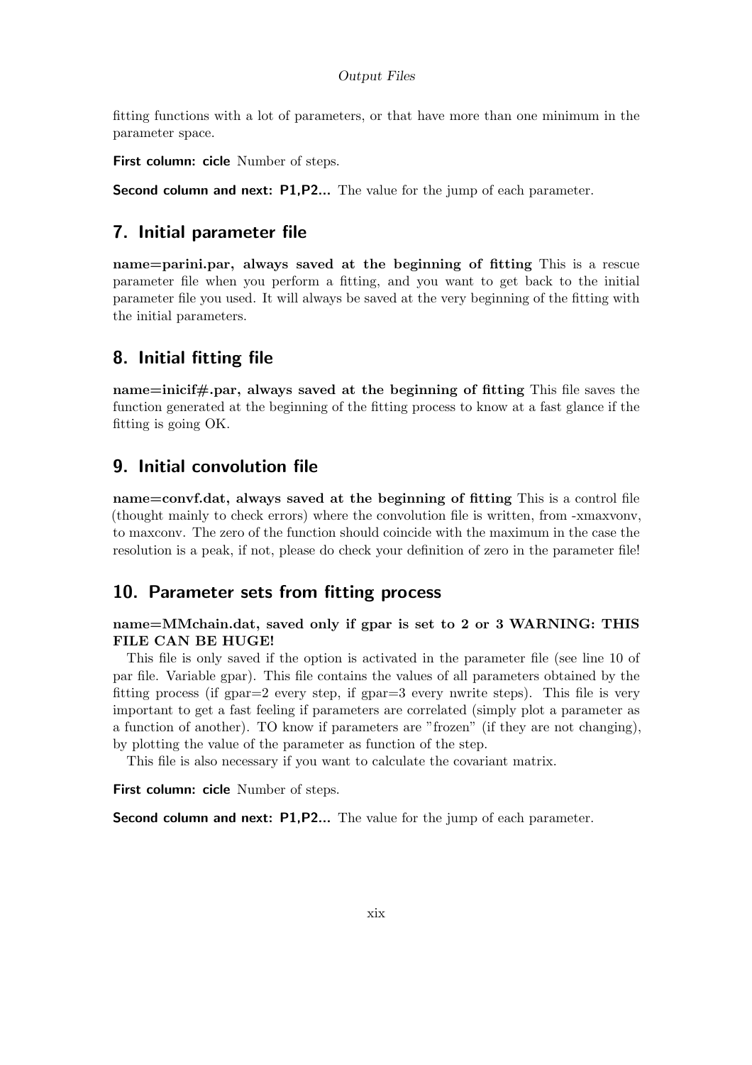fitting functions with a lot of parameters, or that have more than one minimum in the parameter space.

**First column: cicle** Number of steps.

**Second column and next: P1,P2...** The value for the jump of each parameter.

## 7. Initial parameter file

**name=parini.par, always saved at the beginning of fitting** This is a rescue parameter file when you perform a fitting, and you want to get back to the initial parameter file you used. It will always be saved at the very beginning of the fitting with the initial parameters.

## 8. Initial fitting file

**name=inicif#.par, always saved at the beginning of fitting** This file saves the function generated at the beginning of the fitting process to know at a fast glance if the fitting is going OK.

## 9. Initial convolution file

**name=convf.dat, always saved at the beginning of fitting** This is a control file (thought mainly to check errors) where the convolution file is written, from -xmaxvonv, to maxconv. The zero of the function should coincide with the maximum in the case the resolution is a peak, if not, please do check your definition of zero in the parameter file!

## 10. Parameter sets from fitting process

**name=MMchain.dat, saved only if gpar is set to 2 or 3 WARNING: THIS FILE CAN BE HUGE!**

This file is only saved if the option is activated in the parameter file (see line 10 of par file. Variable gpar). This file contains the values of all parameters obtained by the fitting process (if gpar=2 every step, if gpar=3 every nwrite steps). This file is very important to get a fast feeling if parameters are correlated (simply plot a parameter as a function of another). TO know if parameters are "frozen" (if they are not changing), by plotting the value of the parameter as function of the step.

This file is also necessary if you want to calculate the covariant matrix.

**First column: cicle** Number of steps.

**Second column and next: P1,P2...** The value for the jump of each parameter.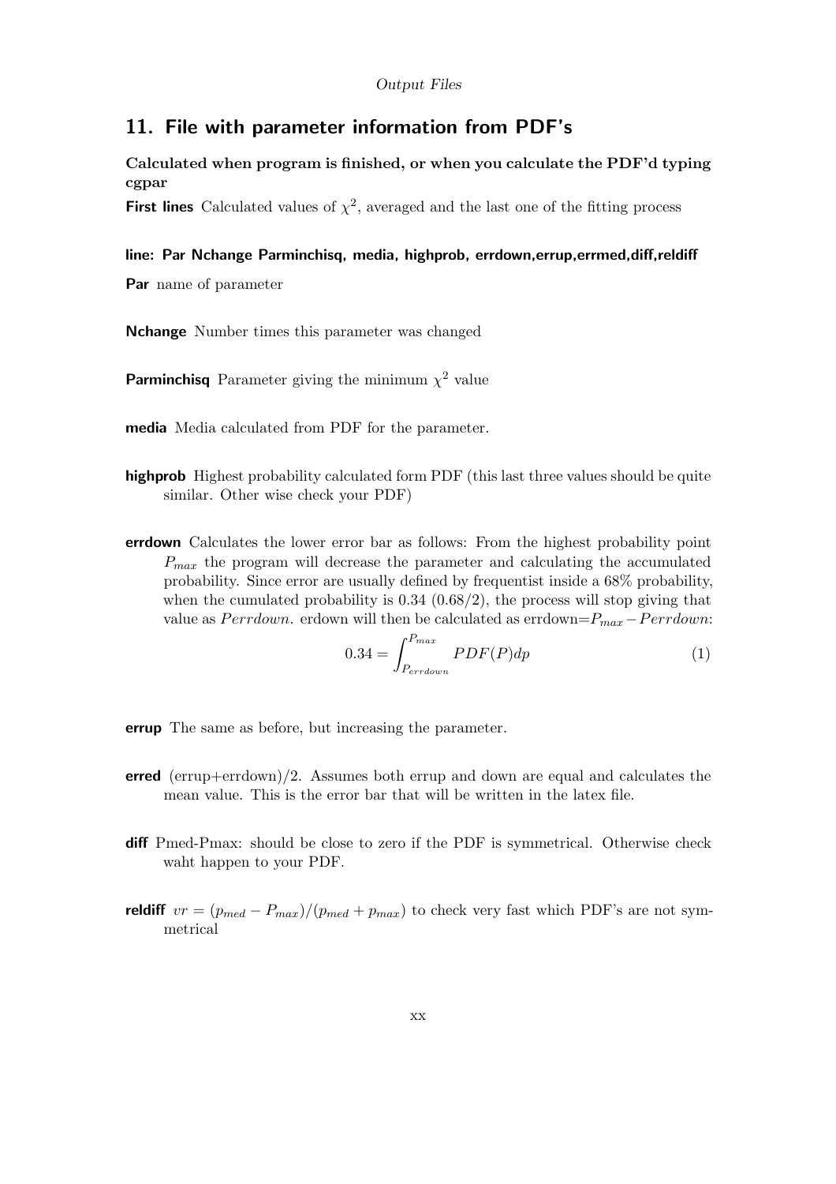## 11. File with parameter information from PDF's

**Calculated when program is finished, or when you calculate the PDF'd typing cgpar**

**First lines** Calculated values of $\chi^2$, averaged and the last one of the fitting process

**line: Par Nchange Parminchisq, media, highprob, errdown,errup,errmed,diff,reldiff**

**Par** name of parameter

**Nchange** Number times this parameter was changed

**Parminchisq** Parameter giving the minimum $\chi^2$ value

**media** Media calculated from PDF for the parameter.

**highprob** Highest probability calculated form PDF (this last three values should be quite similar. Other wise check your PDF)

**errdown** Calculates the lower error bar as follows: From the highest probability point $P_{max}$ the program will decrease the parameter and calculating the accumulated probability. Since error are usually defined by frequentist inside a 68% probability, when the cumulated probability is 0.34 (0.68/2), the process will stop giving that value as $Perrdown$. erdown will then be calculated as errdown=$P_{max} - Perrdown$:

$$0.34 = \int_{P_{errdown}}^{P_{max}} PDF(P)dp \tag{1}$$

**errup** The same as before, but increasing the parameter.

**erred** (errup+errdown)/2. Assumes both errup and down are equal and calculates the mean value. This is the error bar that will be written in the latex file.

**diff** Pmed-Pmax: should be close to zero if the PDF is symmetrical. Otherwise check waht happen to your PDF.

**reldiff** $vr = (p_{med} - P_{max})/(p_{med} + p_{max})$ to check very fast which PDF's are not symmetrical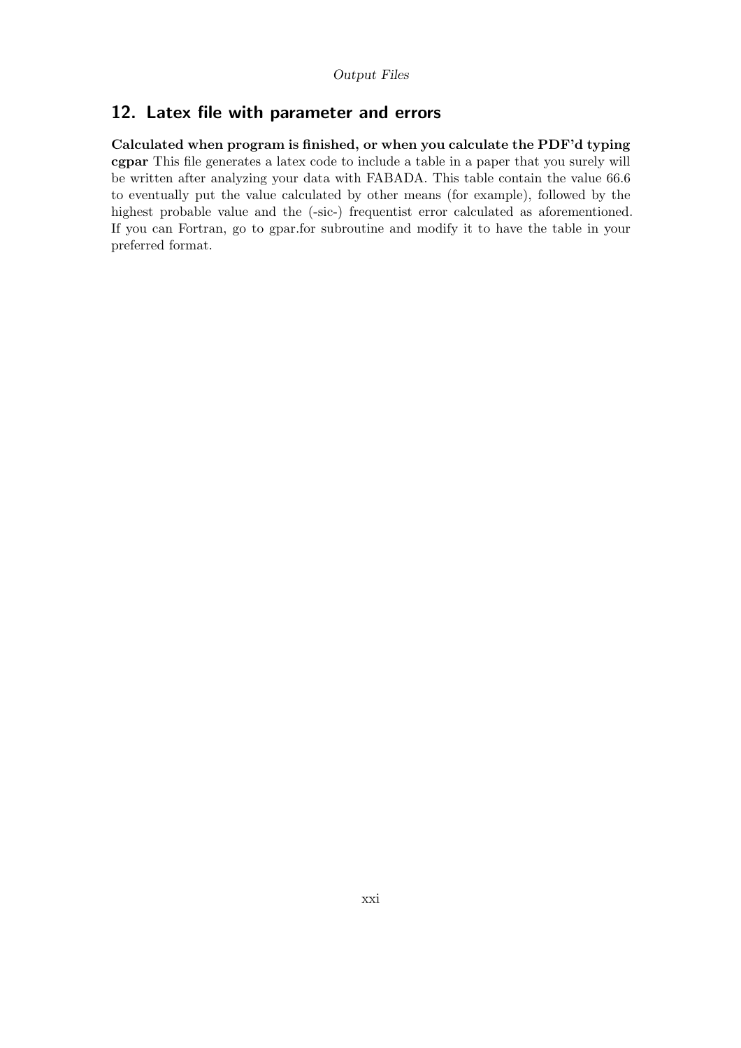## 12. Latex file with parameter and errors

**Calculated when program is finished, or when you calculate the PDF'd typing cgpar** This file generates a latex code to include a table in a paper that you surely will be written after analyzing your data with FABADA. This table contain the value 66.6 to eventually put the value calculated by other means (for example), followed by the highest probable value and the (-sic-) frequentist error calculated as aforementioned. If you can Fortran, go to gpar.for subroutine and modify it to have the table in your preferred format.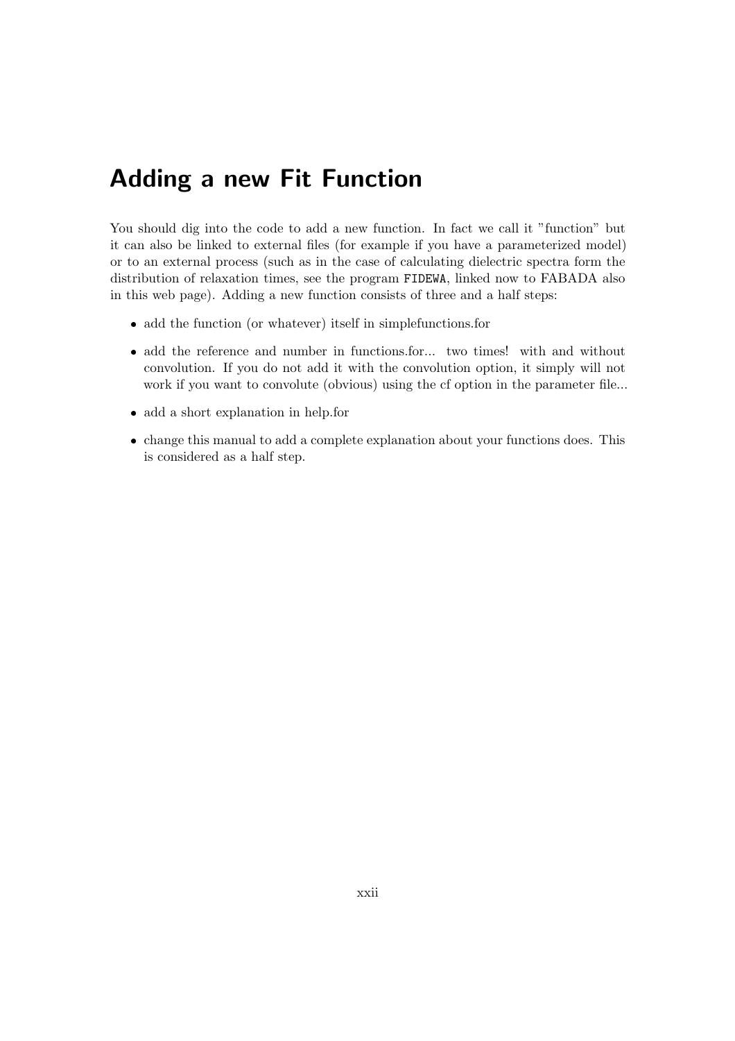# Adding a new Fit Function

You should dig into the code to add a new function. In fact we call it "function" but it can also be linked to external files (for example if you have a parameterized model) or to an external process (such as in the case of calculating dielectric spectra form the distribution of relaxation times, see the program `FIDEWA`, linked now to FABADA also in this web page). Adding a new function consists of three and a half steps:

- add the function (or whatever) itself in simplefunctions.for
- add the reference and number in functions.for... two times! with and without convolution. If you do not add it with the convolution option, it simply will not work if you want to convolute (obvious) using the cf option in the parameter file...
- add a short explanation in help.for
- change this manual to add a complete explanation about your functions does. This is considered as a half step.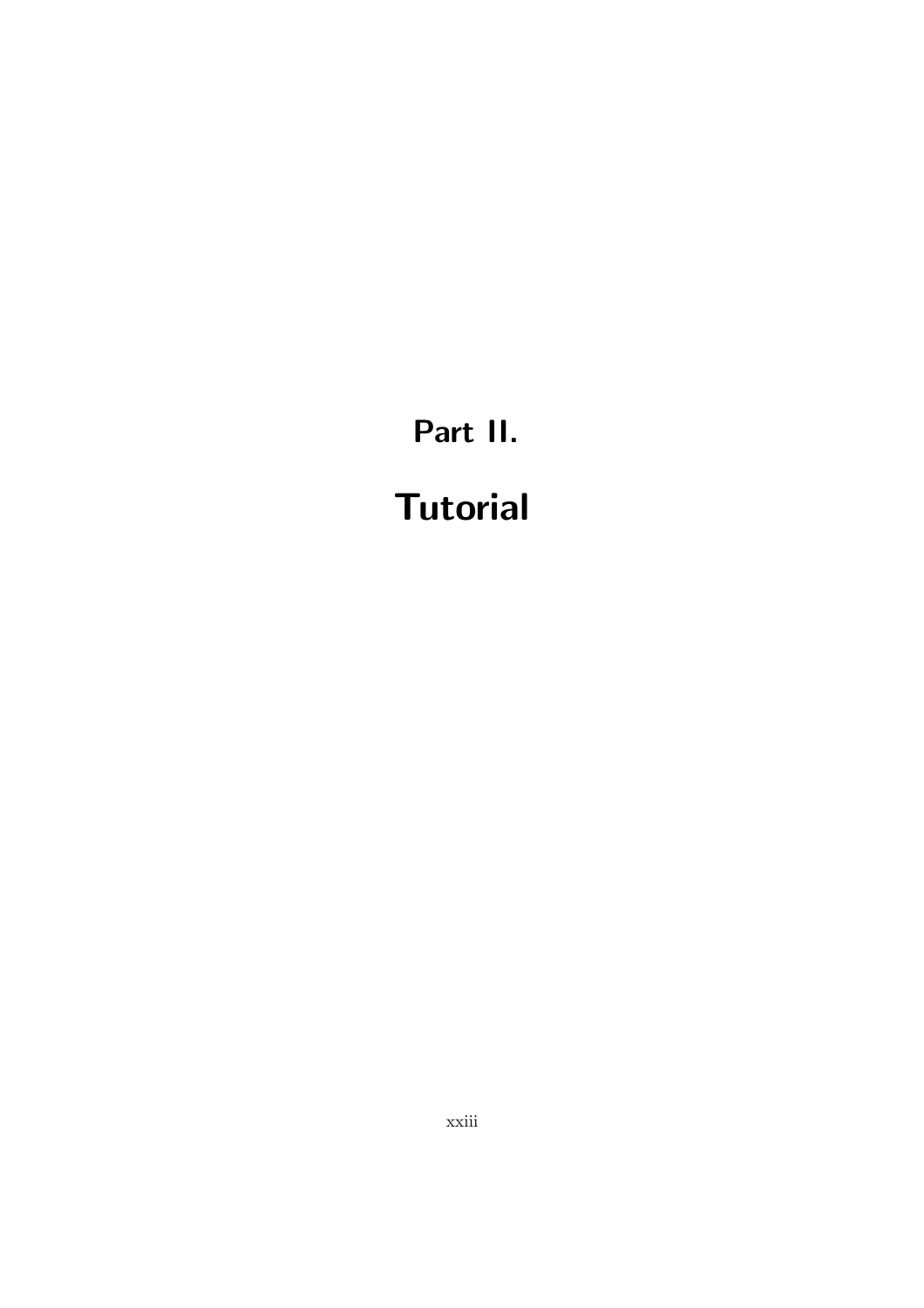# Part II.

# Tutorial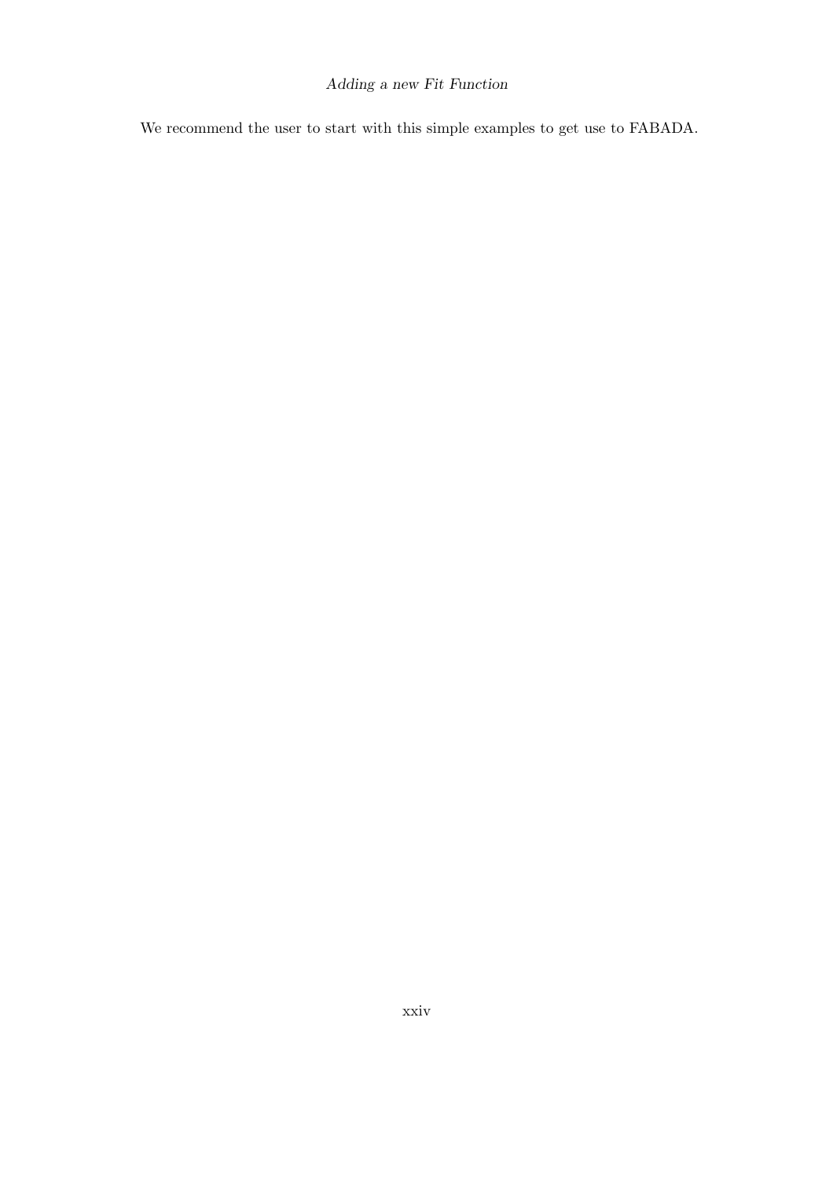We recommend the user to start with this simple examples to get use to FABADA.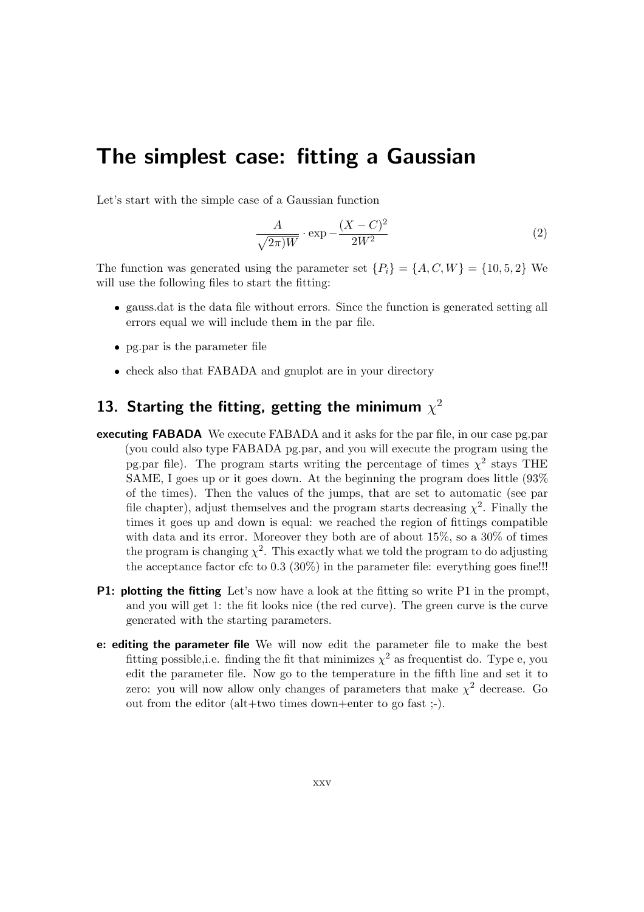# The simplest case: fitting a Gaussian

Let's start with the simple case of a Gaussian function

$$\frac{A}{\sqrt{2\pi)W}} \cdot \exp -\frac{(X-C)^2}{2W^2} \tag{2}$$

The function was generated using the parameter set $\{P_i\} = \{A, C, W\} = \{10, 5, 2\}$ We will use the following files to start the fitting:

- gauss.dat is the data file without errors. Since the function is generated setting all errors equal we will include them in the par file.
- pg.par is the parameter file
- check also that FABADA and gnuplot are in your directory

## 13. Starting the fitting, getting the minimum $\chi^2$

**executing FABADA** We execute FABADA and it asks for the par file, in our case pg.par (you could also type FABADA pg.par, and you will execute the program using the pg.par file). The program starts writing the percentage of times $\chi^2$ stays THE SAME, I goes up or it goes down. At the beginning the program does little (93% of the times). Then the values of the jumps, that are set to automatic (see par file chapter), adjust themselves and the program starts decreasing $\chi^2$. Finally the times it goes up and down is equal: we reached the region of fittings compatible with data and its error. Moreover they both are of about 15%, so a 30% of times the program is changing $\chi^2$. This exactly what we told the program to do adjusting the acceptance factor cfc to 0.3 (30%) in the parameter file: everything goes fine!!!

**P1: plotting the fitting** Let's now have a look at the fitting so write P1 in the prompt, and you will get 1: the fit looks nice (the red curve). The green curve is the curve generated with the starting parameters.

**e: editing the parameter file** We will now edit the parameter file to make the best fitting possible,i.e. finding the fit that minimizes $\chi^2$ as frequentist do. Type e, you edit the parameter file. Now go to the temperature in the fifth line and set it to zero: you will now allow only changes of parameters that make $\chi^2$ decrease. Go out from the editor (alt+two times down+enter to go fast ;-).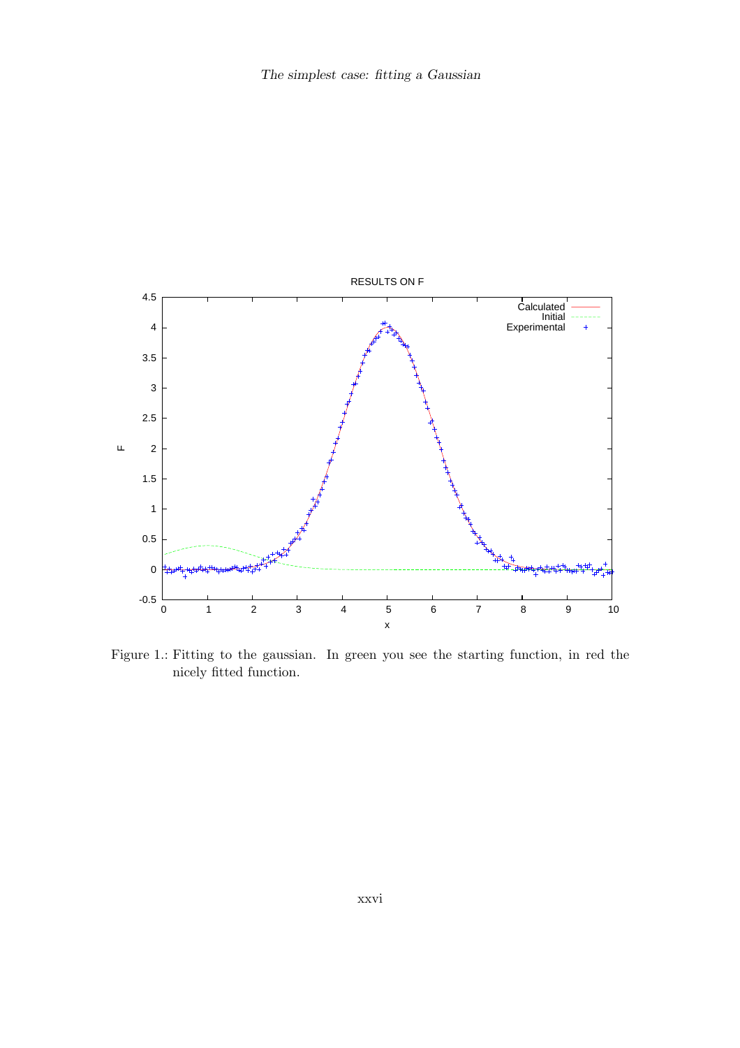Figure 1.: Fitting to the gaussian. In green you see the starting function, in red the nicely fitted function.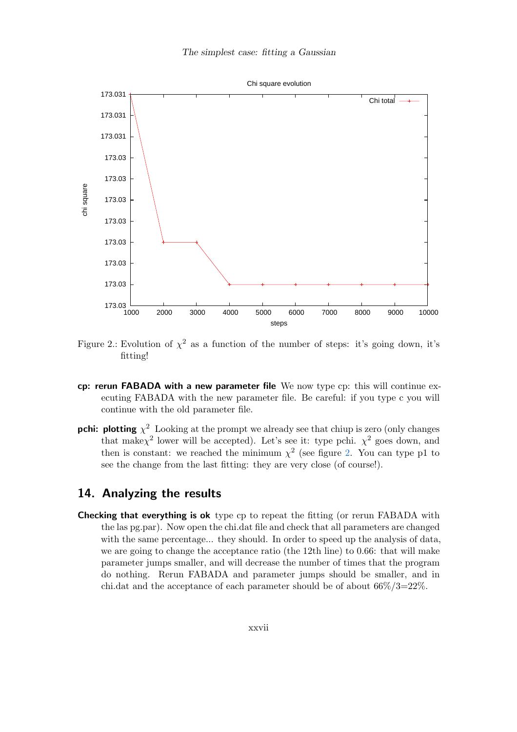Figure 2.: Evolution of $\chi^2$ as a function of the number of steps: it's going down, it's fitting!

**cp: rerun FABADA with a new parameter file** We now type cp: this will continue executing FABADA with the new parameter file. Be careful: if you type c you will continue with the old parameter file.

**pchi: plotting $\chi^2$** Looking at the prompt we already see that chiup is zero (only changes that make$\chi^2$ lower will be accepted). Let's see it: type pchi. $\chi^2$ goes down, and then is constant: we reached the minimum $\chi^2$ (see figure 2. You can type p1 to see the change from the last fitting: they are very close (of course!).

## 14. Analyzing the results

**Checking that everything is ok** type cp to repeat the fitting (or rerun FABADA with the las pg.par). Now open the chi.dat file and check that all parameters are changed with the same percentage... they should. In order to speed up the analysis of data, we are going to change the acceptance ratio (the 12th line) to 0.66: that will make parameter jumps smaller, and will decrease the number of times that the program do nothing. Rerun FABADA and parameter jumps should be smaller, and in chi.dat and the acceptance of each parameter should be of about 66%/3=22%.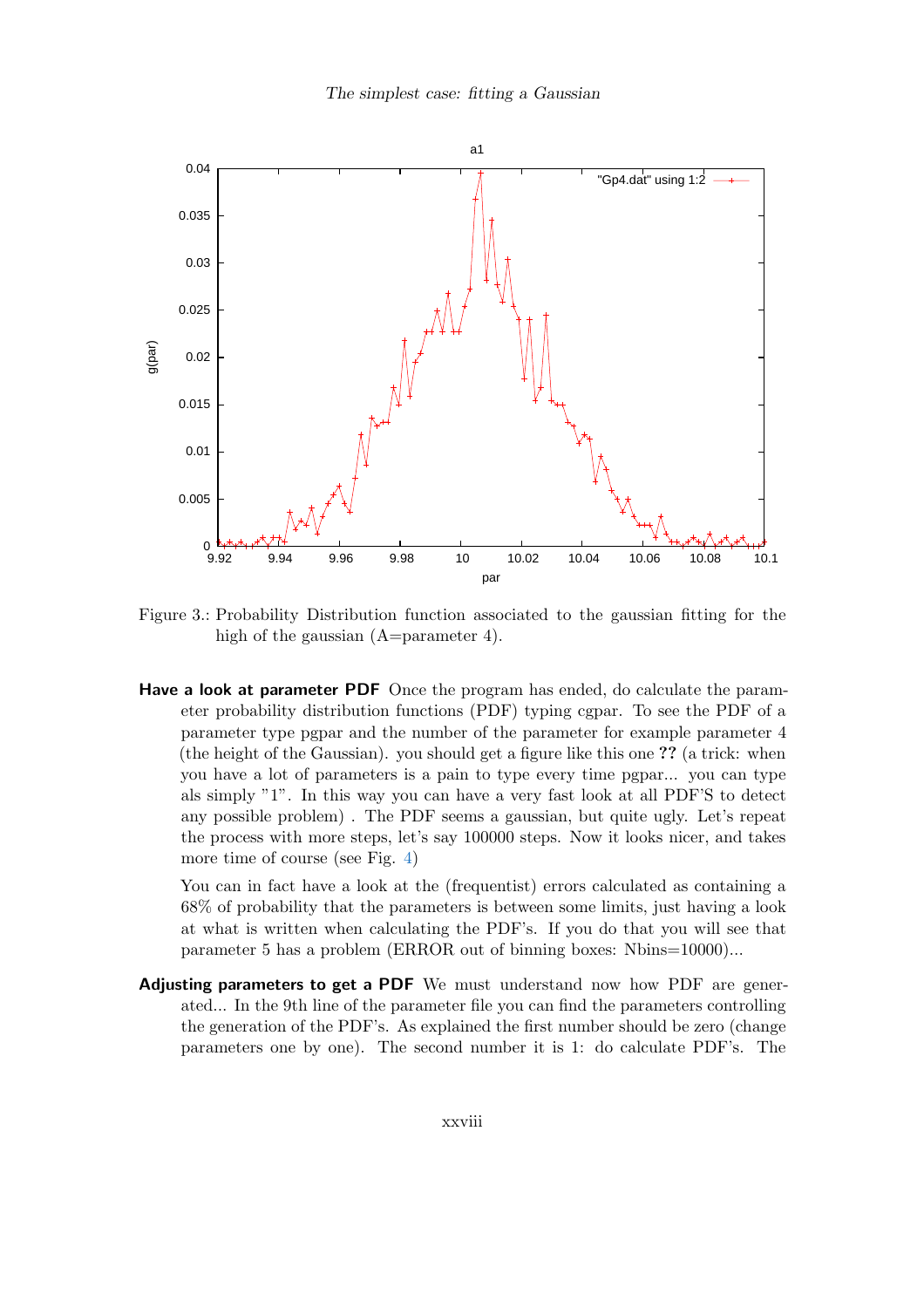Figure 3.: Probability Distribution function associated to the gaussian fitting for the high of the gaussian (A=parameter 4).

**Have a look at parameter PDF** Once the program has ended, do calculate the parameter probability distribution functions (PDF) typing cgpar. To see the PDF of a parameter type pgpar and the number of the parameter for example parameter 4 (the height of the Gaussian). you should get a figure like this one **??** (a trick: when you have a lot of parameters is a pain to type every time pgpar... you can type als simply "1". In this way you can have a very fast look at all PDF'S to detect any possible problem) . The PDF seems a gaussian, but quite ugly. Let's repeat the process with more steps, let's say 100000 steps. Now it looks nicer, and takes more time of course (see Fig. 4)

You can in fact have a look at the (frequentist) errors calculated as containing a 68% of probability that the parameters is between some limits, just having a look at what is written when calculating the PDF's. If you do that you will see that parameter 5 has a problem (ERROR out of binning boxes: Nbins=10000)...

**Adjusting parameters to get a PDF** We must understand now how PDF are generated... In the 9th line of the parameter file you can find the parameters controlling the generation of the PDF's. As explained the first number should be zero (change parameters one by one). The second number it is 1: do calculate PDF's. The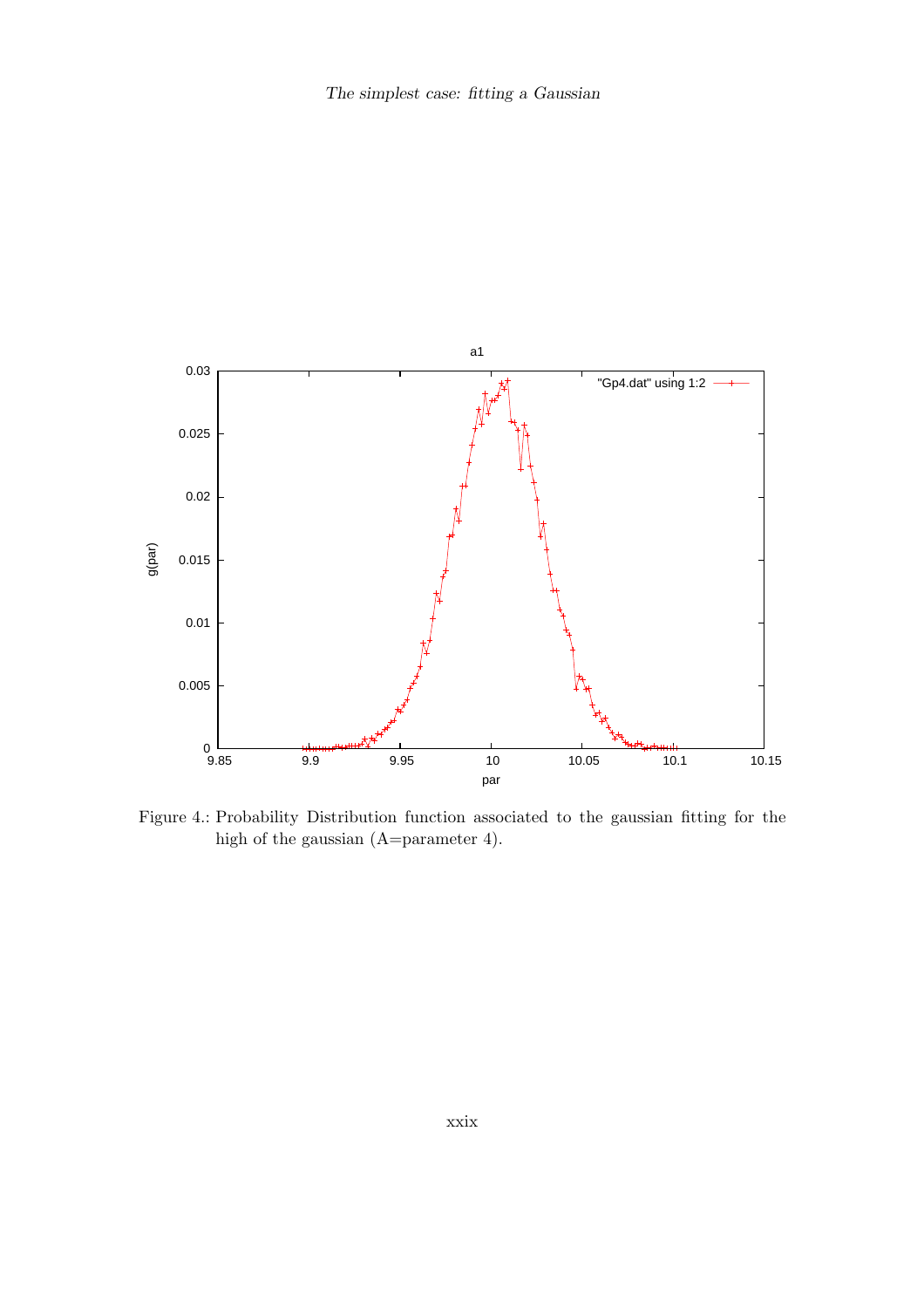Figure 4.: Probability Distribution function associated to the gaussian fitting for the high of the gaussian (A=parameter 4).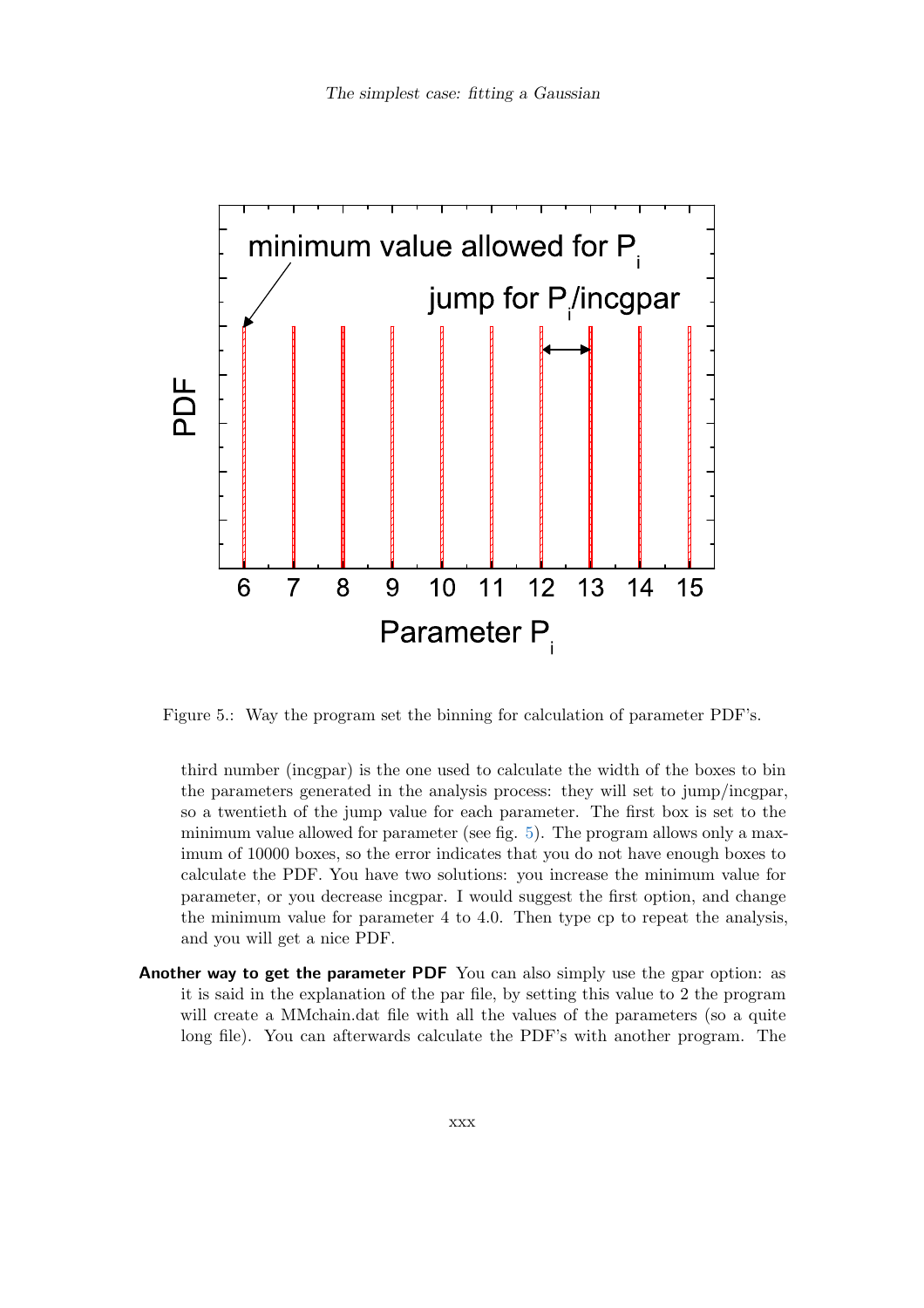Figure 5.: Way the program set the binning for calculation of parameter PDF's.

third number (incgpar) is the one used to calculate the width of the boxes to bin the parameters generated in the analysis process: they will set to jump/incgpar, so a twentieth of the jump value for each parameter. The first box is set to the minimum value allowed for parameter (see fig. 5). The program allows only a maximum of 10000 boxes, so the error indicates that you do not have enough boxes to calculate the PDF. You have two solutions: you increase the minimum value for parameter, or you decrease incgpar. I would suggest the first option, and change the minimum value for parameter 4 to 4.0. Then type cp to repeat the analysis, and you will get a nice PDF.

**Another way to get the parameter PDF** You can also simply use the gpar option: as it is said in the explanation of the par file, by setting this value to 2 the program will create a MMchain.dat file with all the values of the parameters (so a quite long file). You can afterwards calculate the PDF's with another program. The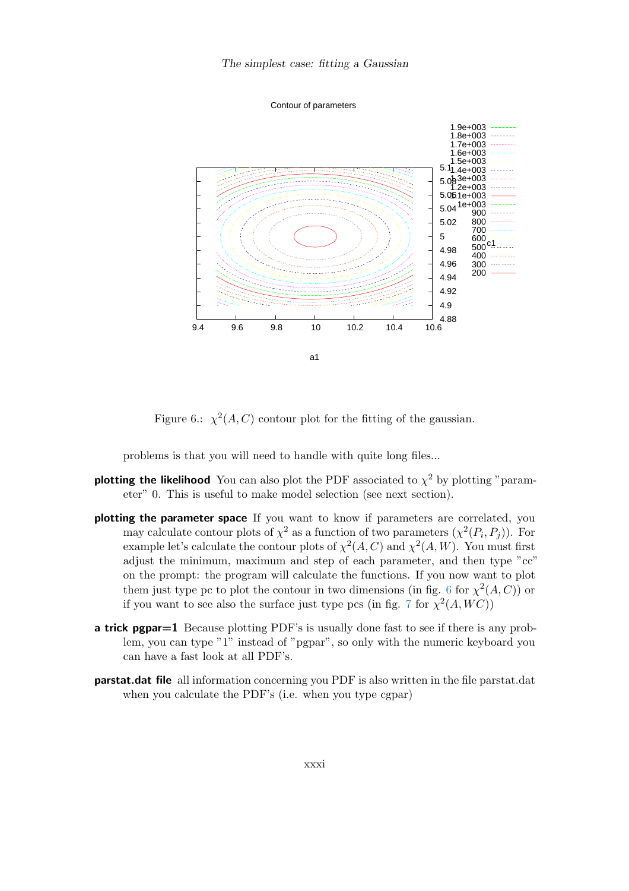Figure 6.: $\chi^2(A, C)$ contour plot for the fitting of the gaussian.

problems is that you will need to handle with quite long files...

**plotting the likelihood** You can also plot the PDF associated to $\chi^2$ by plotting "parameter" 0. This is useful to make model selection (see next section).

**plotting the parameter space** If you want to know if parameters are correlated, you may calculate contour plots of $\chi^2$ as a function of two parameters ($\chi^2(P_i, P_j)$). For example let's calculate the contour plots of $\chi^2(A, C)$ and $\chi^2(A, W)$. You must first adjust the minimum, maximum and step of each parameter, and then type "cc" on the prompt: the program will calculate the functions. If you now want to plot them just type pc to plot the contour in two dimensions (in fig. 6 for $\chi^2(A, C)$) or if you want to see also the surface just type pcs (in fig. 7 for $\chi^2(A, WC)$)

**a trick pgpar=1** Because plotting PDF's is usually done fast to see if there is any problem, you can type "1" instead of "pgpar", so only with the numeric keyboard you can have a fast look at all PDF's.

**parstat.dat file** all information concerning you PDF is also written in the file parstat.dat when you calculate the PDF's (i.e. when you type cgpar)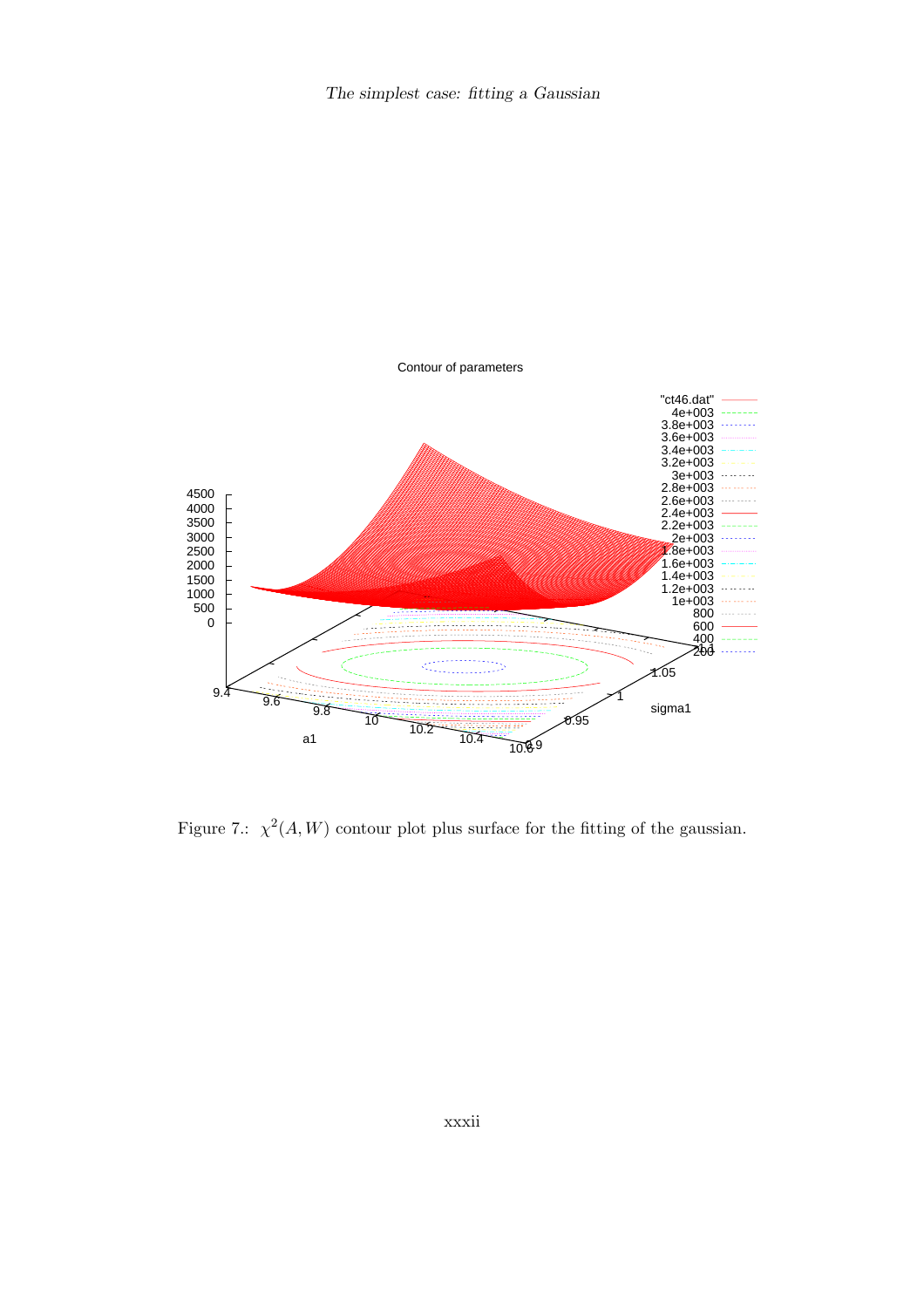Figure 7.: $\chi^2(A, W)$ contour plot plus surface for the fitting of the gaussian.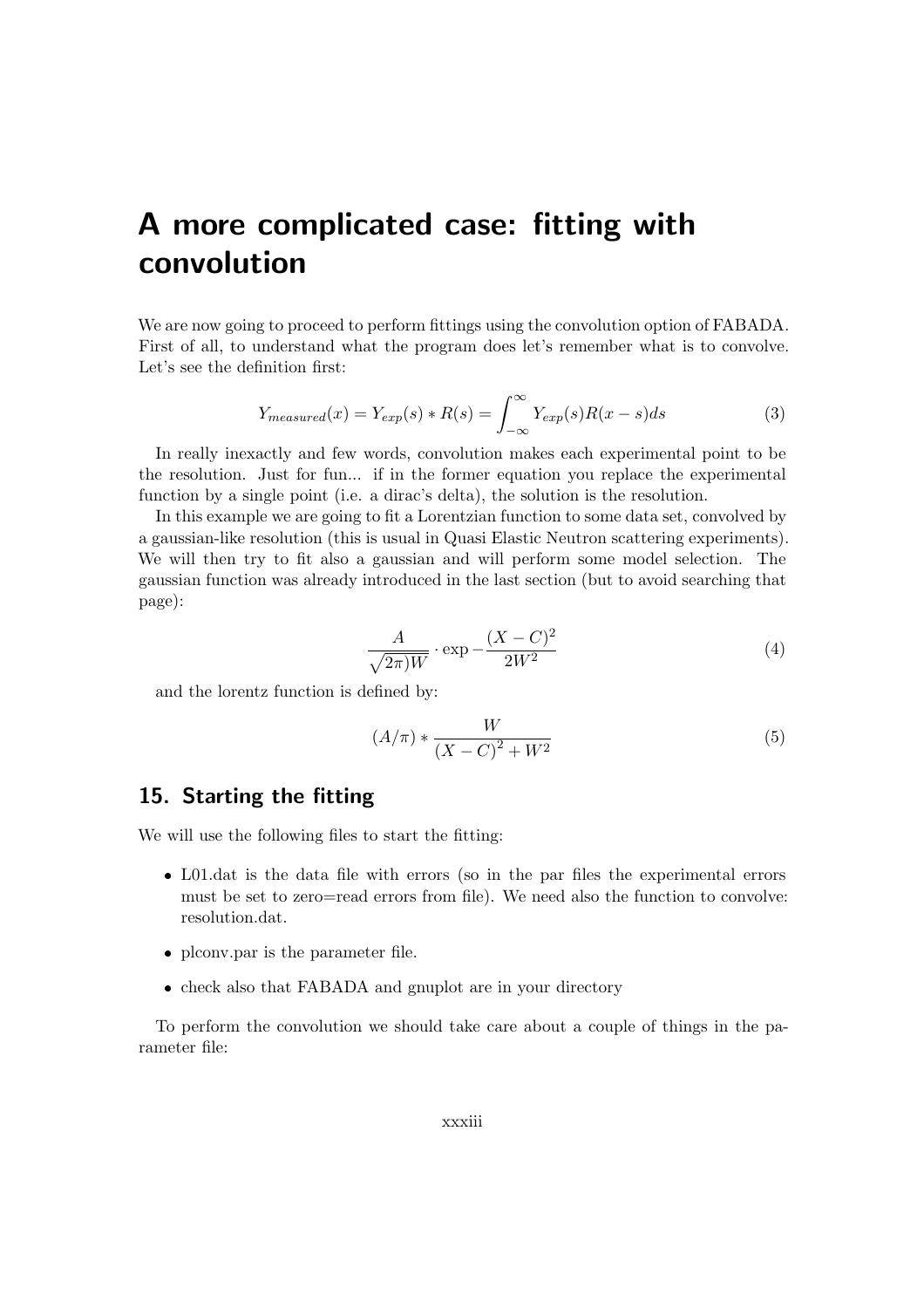# A more complicated case: fitting with convolution

We are now going to proceed to perform fittings using the convolution option of FABADA. First of all, to understand what the program does let's remember what is to convolve. Let's see the definition first:

$$Y_{measured}(x) = Y_{exp}(s) * R(s) = \int_{-\infty}^{\infty} Y_{exp}(s) R(x-s) ds \tag{3}$$

In really inexactly and few words, convolution makes each experimental point to be the resolution. Just for fun... if in the former equation you replace the experimental function by a single point (i.e. a dirac's delta), the solution is the resolution.

In this example we are going to fit a Lorentzian function to some data set, convolved by a gaussian-like resolution (this is usual in Quasi Elastic Neutron scattering experiments). We will then try to fit also a gaussian and will perform some model selection. The gaussian function was already introduced in the last section (but to avoid searching that page):

$$\frac{A}{\sqrt{2\pi)W}} \cdot \exp -\frac{(X-C)^2}{2W^2} \tag{4}$$

and the lorentz function is defined by:

$$(A/\pi) * \frac{W}{(X-C)^2 + W^2} \tag{5}$$

## 15. Starting the fitting

We will use the following files to start the fitting:

- L01.dat is the data file with errors (so in the par files the experimental errors must be set to zero=read errors from file). We need also the function to convolve: resolution.dat.
- plconv.par is the parameter file.
- check also that FABADA and gnuplot are in your directory

To perform the convolution we should take care about a couple of things in the parameter file: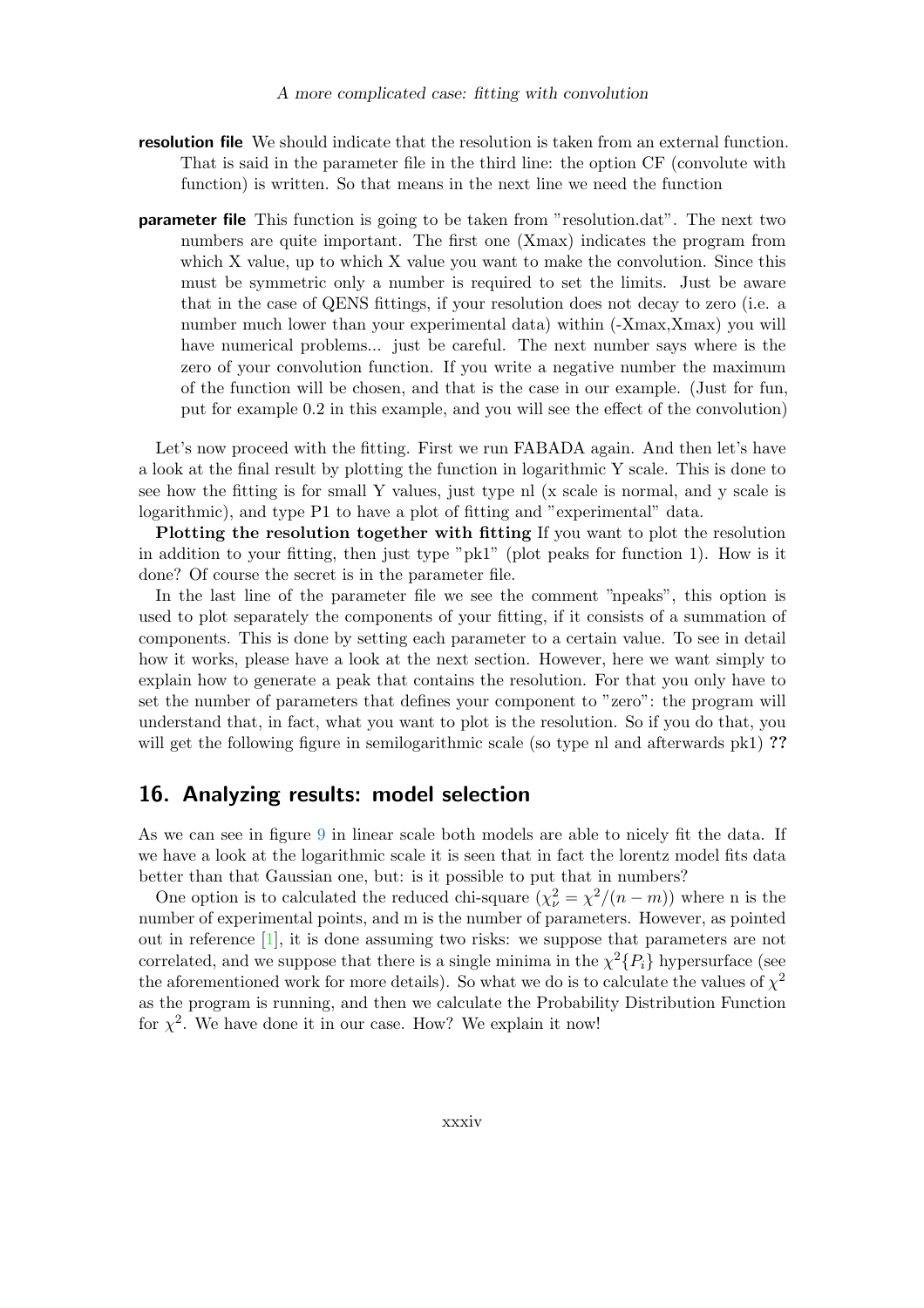**resolution file** We should indicate that the resolution is taken from an external function. That is said in the parameter file in the third line: the option CF (convolute with function) is written. So that means in the next line we need the function

**parameter file** This function is going to be taken from "resolution.dat". The next two numbers are quite important. The first one (Xmax) indicates the program from which X value, up to which X value you want to make the convolution. Since this must be symmetric only a number is required to set the limits. Just be aware that in the case of QENS fittings, if your resolution does not decay to zero (i.e. a number much lower than your experimental data) within (-Xmax,Xmax) you will have numerical problems... just be careful. The next number says where is the zero of your convolution function. If you write a negative number the maximum of the function will be chosen, and that is the case in our example. (Just for fun, put for example 0.2 in this example, and you will see the effect of the convolution)

Let's now proceed with the fitting. First we run FABADA again. And then let's have a look at the final result by plotting the function in logarithmic Y scale. This is done to see how the fitting is for small Y values, just type nl (x scale is normal, and y scale is logarithmic), and type P1 to have a plot of fitting and "experimental" data.

**Plotting the resolution together with fitting** If you want to plot the resolution in addition to your fitting, then just type "pk1" (plot peaks for function 1). How is it done? Of course the secret is in the parameter file.

In the last line of the parameter file we see the comment "npeaks", this option is used to plot separately the components of your fitting, if it consists of a summation of components. This is done by setting each parameter to a certain value. To see in detail how it works, please have a look at the next section. However, here we want simply to explain how to generate a peak that contains the resolution. For that you only have to set the number of parameters that defines your component to "zero": the program will understand that, in fact, what you want to plot is the resolution. So if you do that, you will get the following figure in semilogarithmic scale (so type nl and afterwards pk1) **??**

## 16. Analyzing results: model selection

As we can see in figure 9 in linear scale both models are able to nicely fit the data. If we have a look at the logarithmic scale it is seen that in fact the lorentz model fits data better than that Gaussian one, but: is it possible to put that in numbers?

One option is to calculated the reduced chi-square ($\chi^2_\nu = \chi^2/(n-m)$) where n is the number of experimental points, and m is the number of parameters. However, as pointed out in reference [1], it is done assuming two risks: we suppose that parameters are not correlated, and we suppose that there is a single minima in the $\chi^2\{P_i\}$ hypersurface (see the aforementioned work for more details). So what we do is to calculate the values of $\chi^2$ as the program is running, and then we calculate the Probability Distribution Function for $\chi^2$. We have done it in our case. How? We explain it now!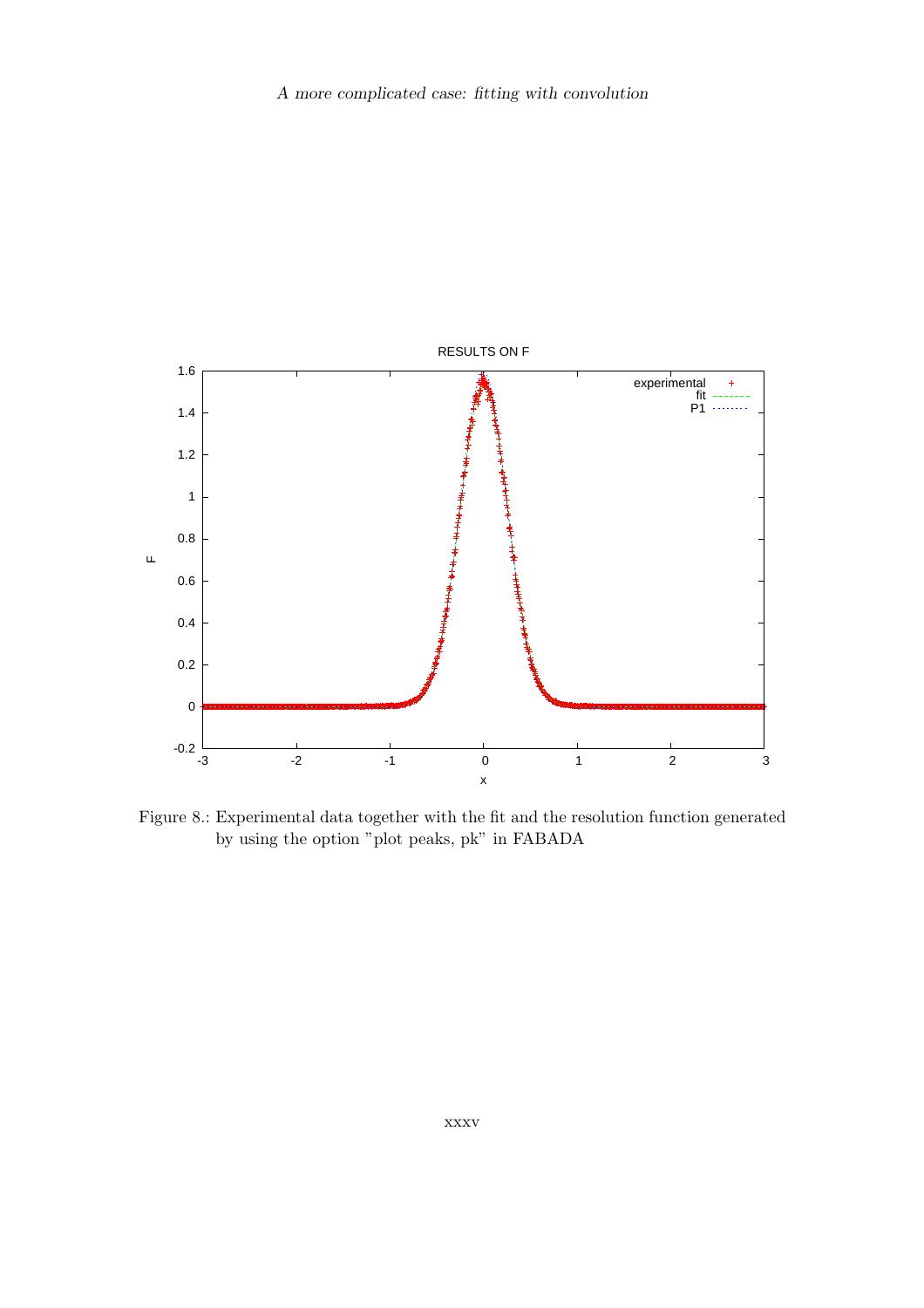Figure 8.: Experimental data together with the fit and the resolution function generated by using the option "plot peaks, pk" in FABADA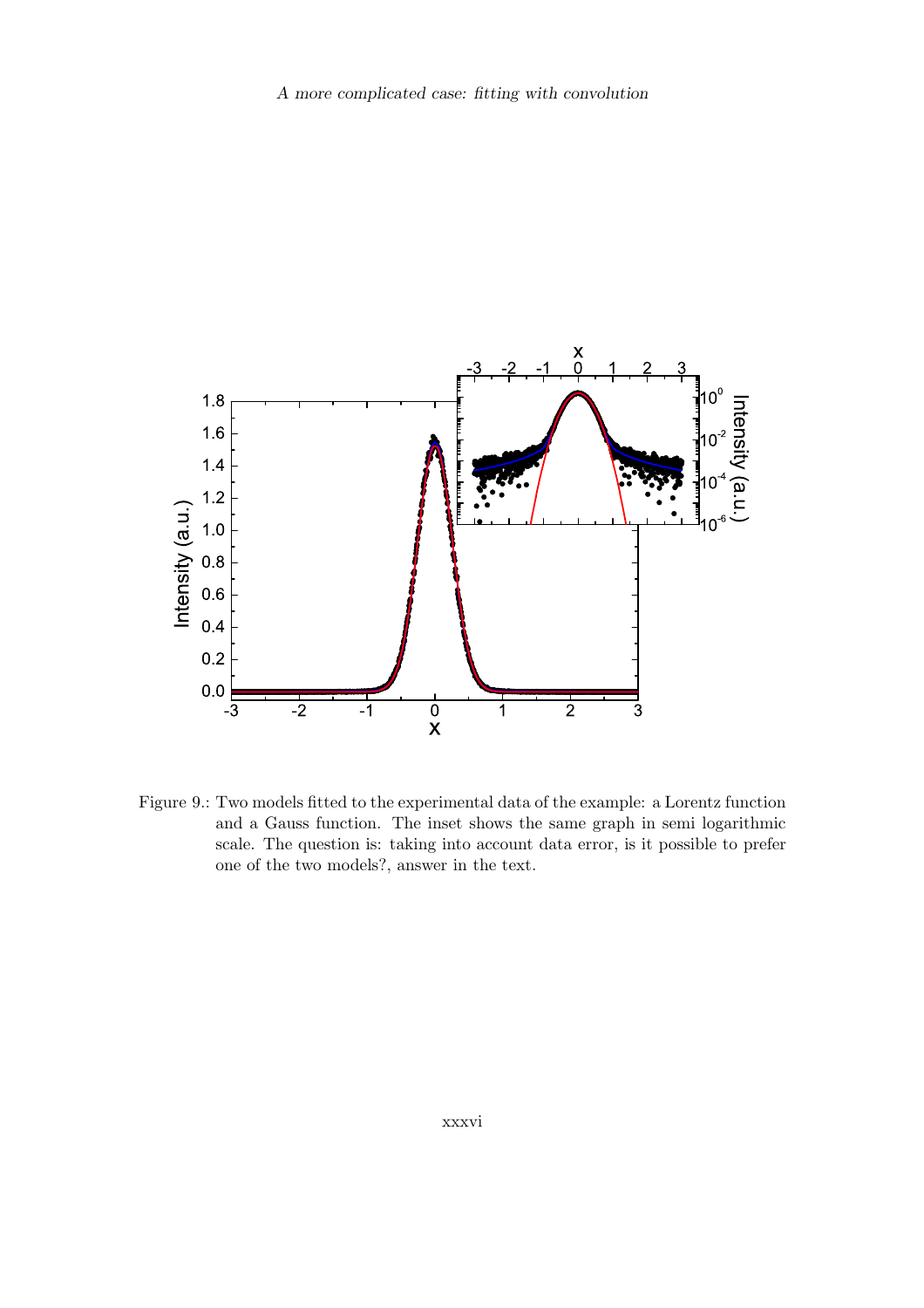Figure 9.: Two models fitted to the experimental data of the example: a Lorentz function and a Gauss function. The inset shows the same graph in semi logarithmic scale. The question is: taking into account data error, is it possible to prefer one of the two models?, answer in the text.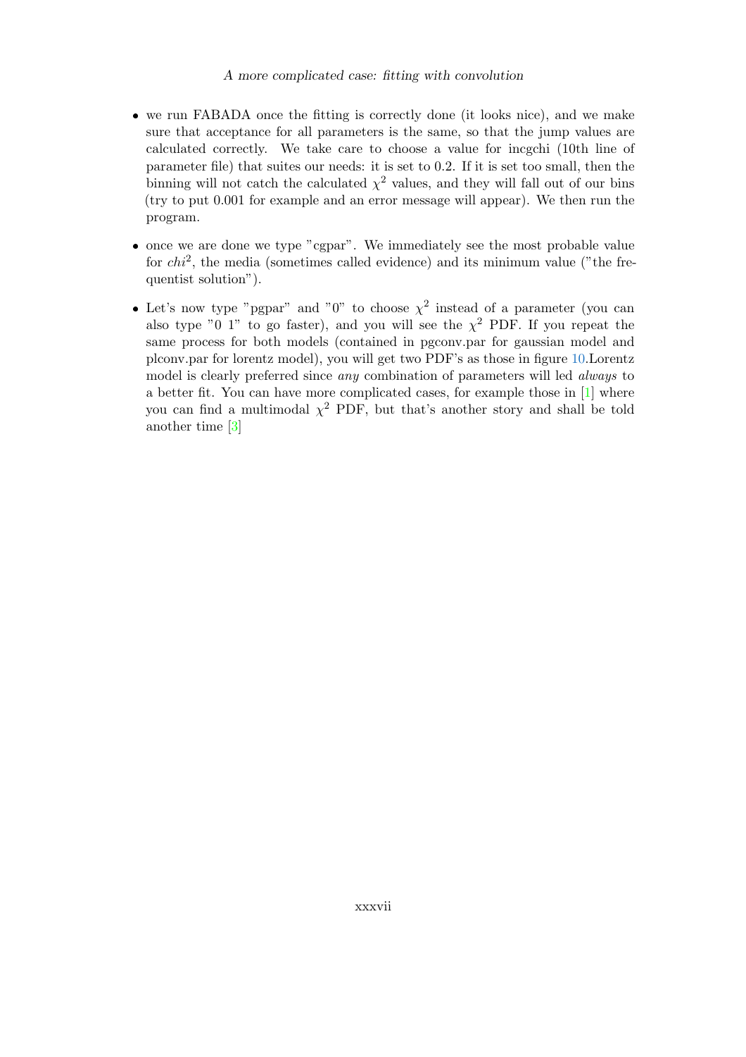- we run FABADA once the fitting is correctly done (it looks nice), and we make sure that acceptance for all parameters is the same, so that the jump values are calculated correctly. We take care to choose a value for incgchi (10th line of parameter file) that suites our needs: it is set to 0.2. If it is set too small, then the binning will not catch the calculated $\chi^2$ values, and they will fall out of our bins (try to put 0.001 for example and an error message will appear). We then run the program.

- once we are done we type "cgpar". We immediately see the most probable value for $chi^2$, the media (sometimes called evidence) and its minimum value ("the frequentist solution").

- Let's now type "pgpar" and "0" to choose $\chi^2$ instead of a parameter (you can also type "0 1" to go faster), and you will see the $\chi^2$ PDF. If you repeat the same process for both models (contained in pgconv.par for gaussian model and plconv.par for lorentz model), you will get two PDF's as those in figure 10.Lorentz model is clearly preferred since *any* combination of parameters will led *always* to a better fit. You can have more complicated cases, for example those in [1] where you can find a multimodal $\chi^2$ PDF, but that's another story and shall be told another time [3]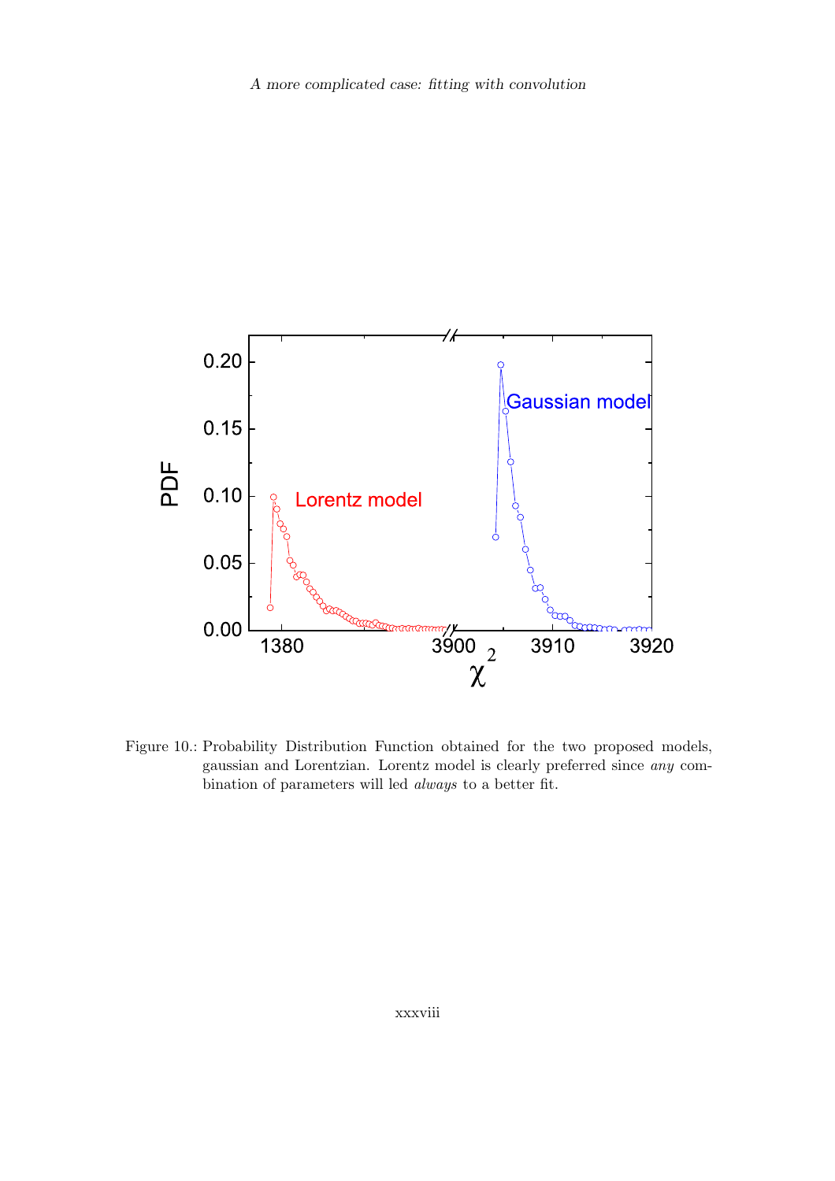Figure 10.: Probability Distribution Function obtained for the two proposed models, gaussian and Lorentzian. Lorentz model is clearly preferred since *any* combination of parameters will led *always* to a better fit.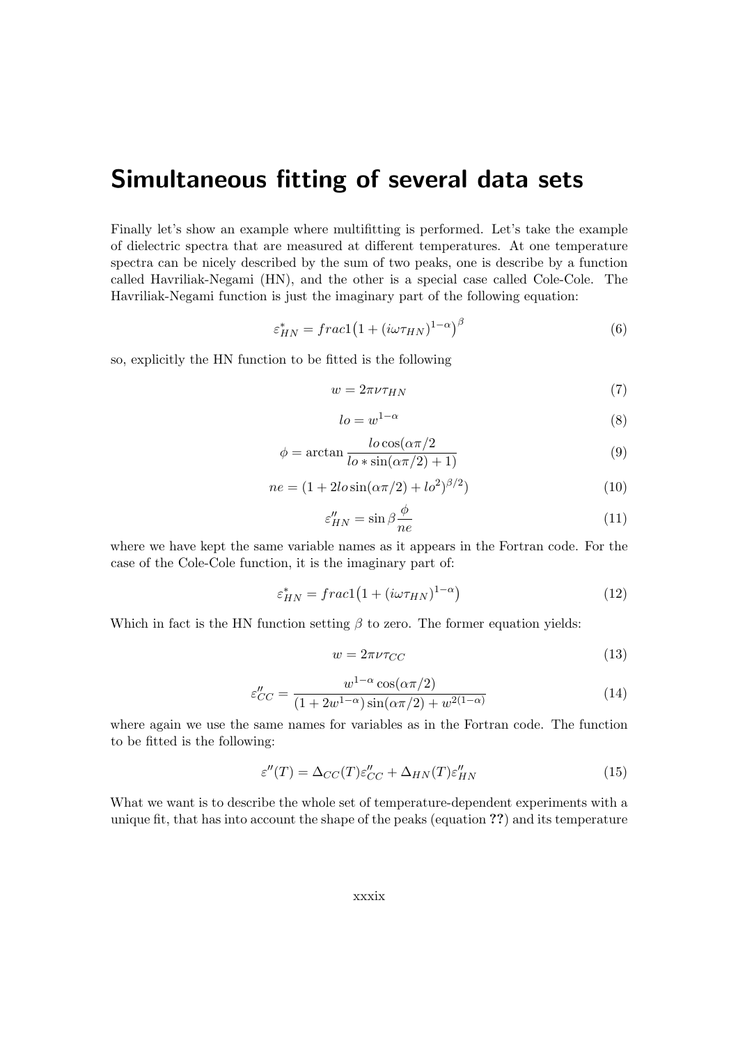## Simultaneous fitting of several data sets

Finally let's show an example where multifitting is performed. Let's take the example of dielectric spectra that are measured at different temperatures. At one temperature spectra can be nicely described by the sum of two peaks, one is describe by a function called Havriliak-Negami (HN), and the other is a special case called Cole-Cole. The Havriliak-Negami function is just the imaginary part of the following equation:

$$\varepsilon^*_{HN} = frac1\big(1 + (i\omega\tau_{HN})^{1-\alpha}\big)^{\beta} \tag{6}$$

so, explicitly the HN function to be fitted is the following

$$w = 2\pi\nu\tau_{HN} \tag{7}$$

$$lo = w^{1-\alpha} \tag{8}$$

$$\phi = \arctan \frac{lo \cos(\alpha\pi/2}{lo * \sin(\alpha\pi/2) + 1)} \tag{9}$$

$$ne = (1 + 2lo\sin(\alpha\pi/2) + lo^2)^{\beta/2}) \tag{10}$$

$$\varepsilon''_{HN} = \sin\beta\frac{\phi}{ne} \tag{11}$$

where we have kept the same variable names as it appears in the Fortran code. For the case of the Cole-Cole function, it is the imaginary part of:

$$\varepsilon^*_{HN} = frac1\big(1 + (i\omega\tau_{HN})^{1-\alpha}\big) \tag{12}$$

Which in fact is the HN function setting $\beta$ to zero. The former equation yields:

$$w = 2\pi\nu\tau_{CC} \tag{13}$$

$$\varepsilon''_{CC} = \frac{w^{1-\alpha}\cos(\alpha\pi/2)}{(1 + 2w^{1-\alpha})\sin(\alpha\pi/2) + w^{2(1-\alpha)}} \tag{14}$$

where again we use the same names for variables as in the Fortran code. The function to be fitted is the following:

$$\varepsilon''(T) = \Delta_{CC}(T)\varepsilon''_{CC} + \Delta_{HN}(T)\varepsilon''_{HN} \tag{15}$$

What we want is to describe the whole set of temperature-dependent experiments with a unique fit, that has into account the shape of the peaks (equation **??**) and its temperature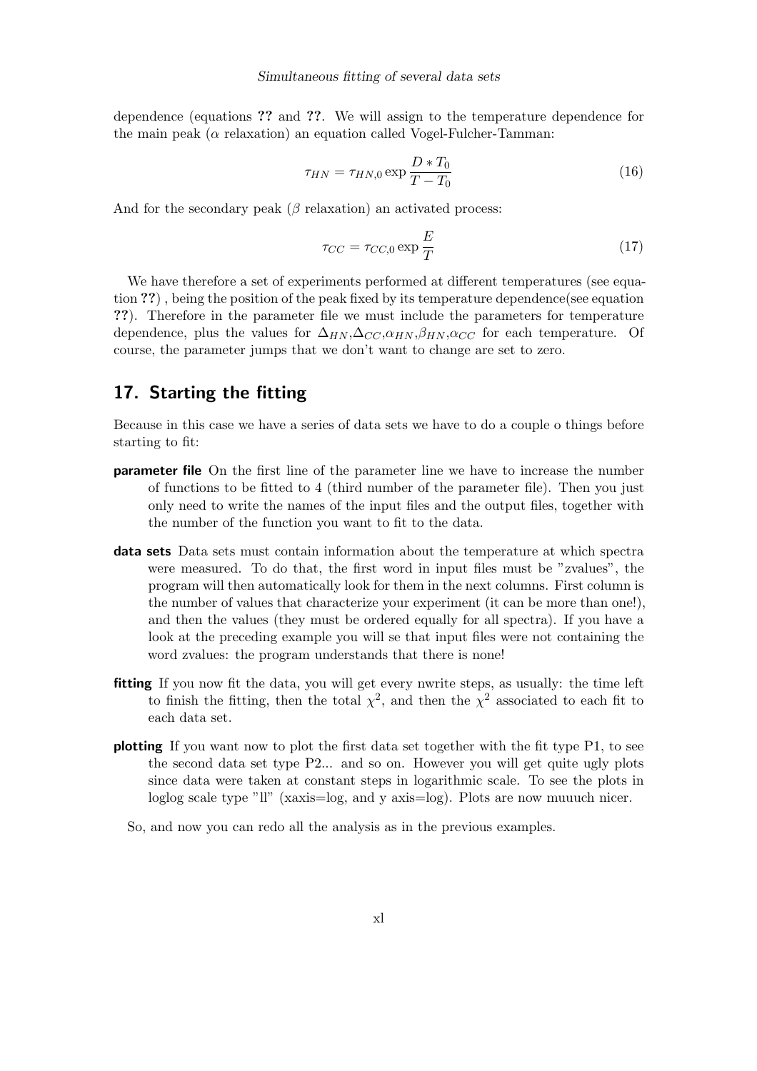dependence (equations ?? and ??. We will assign to the temperature dependence for the main peak ($\alpha$ relaxation) an equation called Vogel-Fulcher-Tamman:

$$\tau_{HN} = \tau_{HN,0} \exp \frac{D * T_0}{T - T_0} \tag{16}$$

And for the secondary peak ($\beta$ relaxation) an activated process:

$$\tau_{CC} = \tau_{CC,0} \exp \frac{E}{T} \tag{17}$$

We have therefore a set of experiments performed at different temperatures (see equation ??) , being the position of the peak fixed by its temperature dependence(see equation ??). Therefore in the parameter file we must include the parameters for temperature dependence, plus the values for $\Delta_{HN}$,$\Delta_{CC}$,$\alpha_{HN}$,$\beta_{HN}$,$\alpha_{CC}$ for each temperature. Of course, the parameter jumps that we don't want to change are set to zero.

## 17. Starting the fitting

Because in this case we have a series of data sets we have to do a couple o things before starting to fit:

**parameter file** On the first line of the parameter line we have to increase the number of functions to be fitted to 4 (third number of the parameter file). Then you just only need to write the names of the input files and the output files, together with the number of the function you want to fit to the data.

**data sets** Data sets must contain information about the temperature at which spectra were measured. To do that, the first word in input files must be "zvalues", the program will then automatically look for them in the next columns. First column is the number of values that characterize your experiment (it can be more than one!), and then the values (they must be ordered equally for all spectra). If you have a look at the preceding example you will se that input files were not containing the word zvalues: the program understands that there is none!

**fitting** If you now fit the data, you will get every nwrite steps, as usually: the time left to finish the fitting, then the total $\chi^2$, and then the $\chi^2$ associated to each fit to each data set.

**plotting** If you want now to plot the first data set together with the fit type P1, to see the second data set type P2... and so on. However you will get quite ugly plots since data were taken at constant steps in logarithmic scale. To see the plots in loglog scale type "ll" (xaxis=log, and y axis=log). Plots are now muuuch nicer.

So, and now you can redo all the analysis as in the previous examples.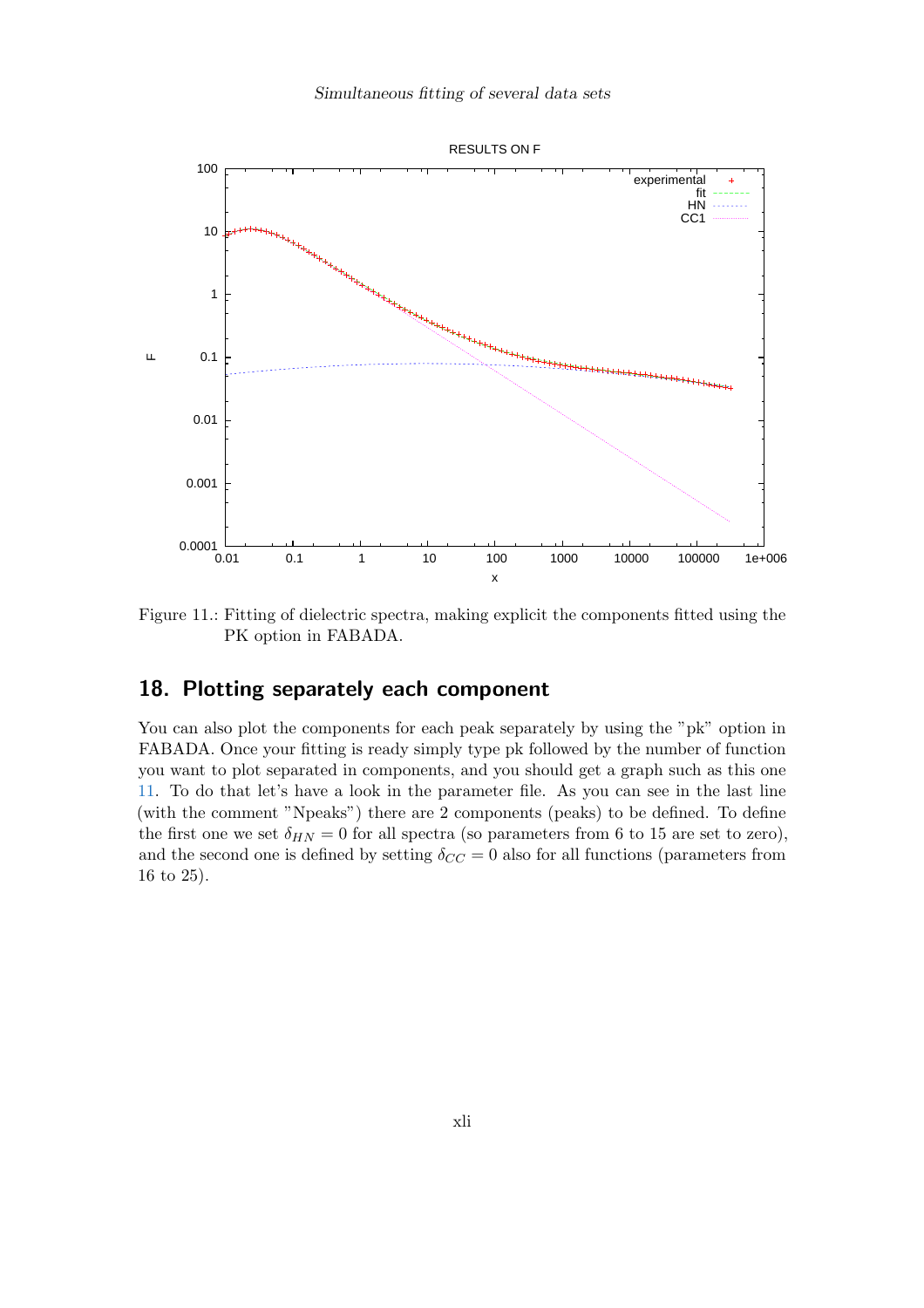Figure 11.: Fitting of dielectric spectra, making explicit the components fitted using the PK option in FABADA.

## 18. Plotting separately each component

You can also plot the components for each peak separately by using the "pk" option in FABADA. Once your fitting is ready simply type pk followed by the number of function you want to plot separated in components, and you should get a graph such as this one 11. To do that let's have a look in the parameter file. As you can see in the last line (with the comment "Npeaks") there are 2 components (peaks) to be defined. To define the first one we set $\delta_{HN} = 0$ for all spectra (so parameters from 6 to 15 are set to zero), and the second one is defined by setting $\delta_{CC} = 0$ also for all functions (parameters from 16 to 25).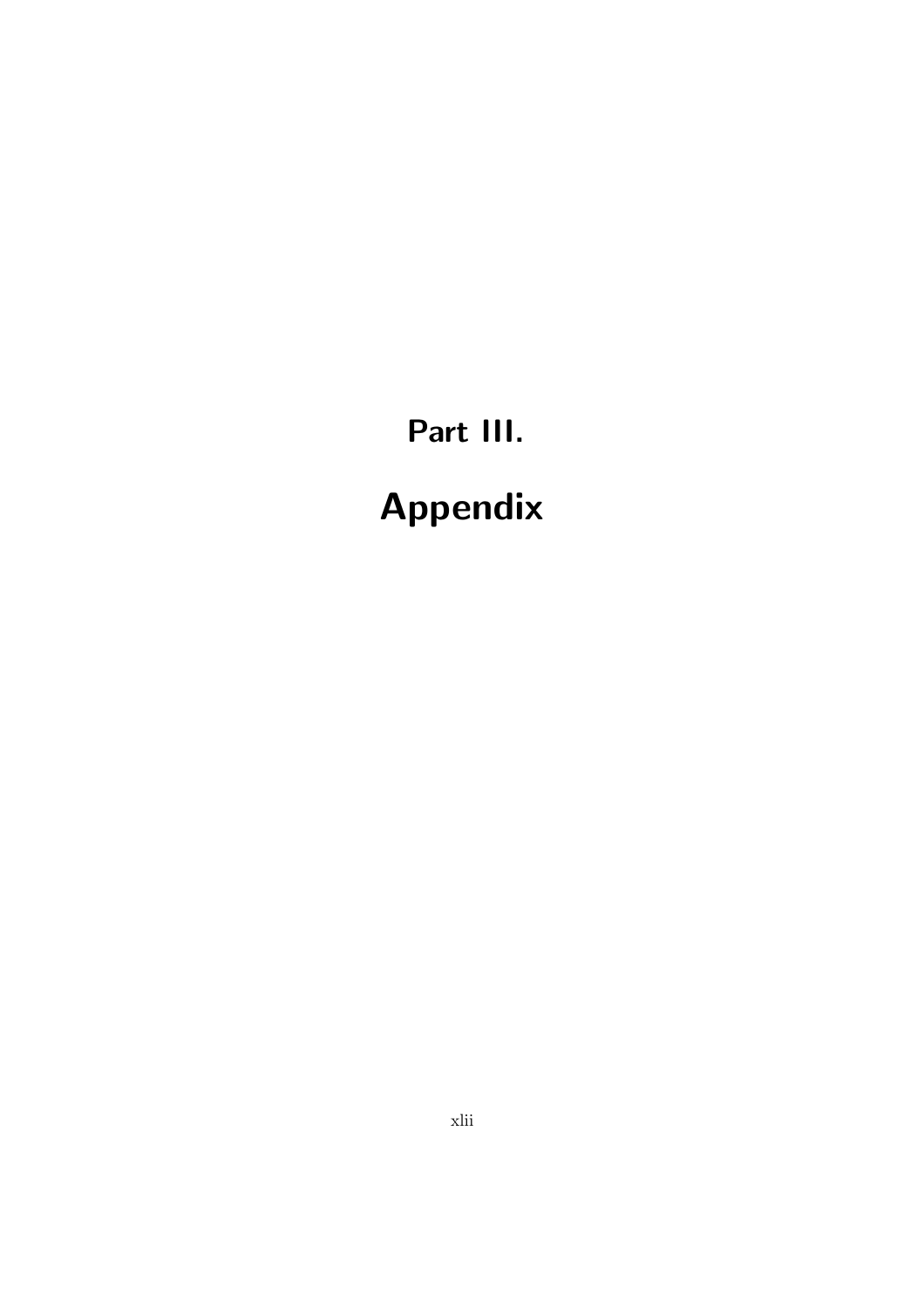# Part III.

# Appendix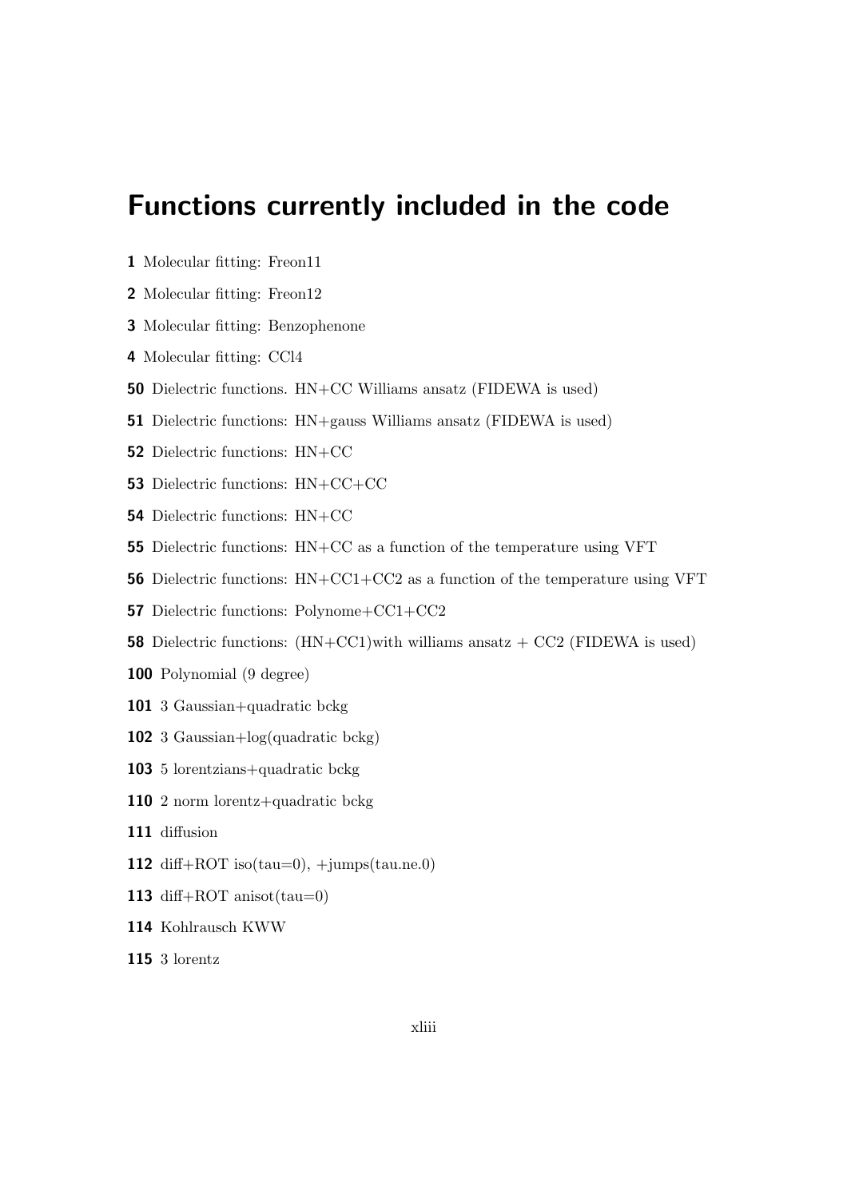# Functions currently included in the code

**1** Molecular fitting: Freon11

**2** Molecular fitting: Freon12

**3** Molecular fitting: Benzophenone

**4** Molecular fitting: CCl4

**50** Dielectric functions. HN+CC Williams ansatz (FIDEWA is used)

**51** Dielectric functions: HN+gauss Williams ansatz (FIDEWA is used)

**52** Dielectric functions: HN+CC

**53** Dielectric functions: HN+CC+CC

**54** Dielectric functions: HN+CC

**55** Dielectric functions: HN+CC as a function of the temperature using VFT

**56** Dielectric functions: HN+CC1+CC2 as a function of the temperature using VFT

**57** Dielectric functions: Polynome+CC1+CC2

**58** Dielectric functions: (HN+CC1)with williams ansatz + CC2 (FIDEWA is used)

**100** Polynomial (9 degree)

**101** 3 Gaussian+quadratic bckg

**102** 3 Gaussian+log(quadratic bckg)

**103** 5 lorentzians+quadratic bckg

**110** 2 norm lorentz+quadratic bckg

**111** diffusion

**112** diff+ROT iso(tau=0), +jumps(tau.ne.0)

**113** diff+ROT anisot(tau=0)

**114** Kohlrausch KWW

**115** 3 lorentz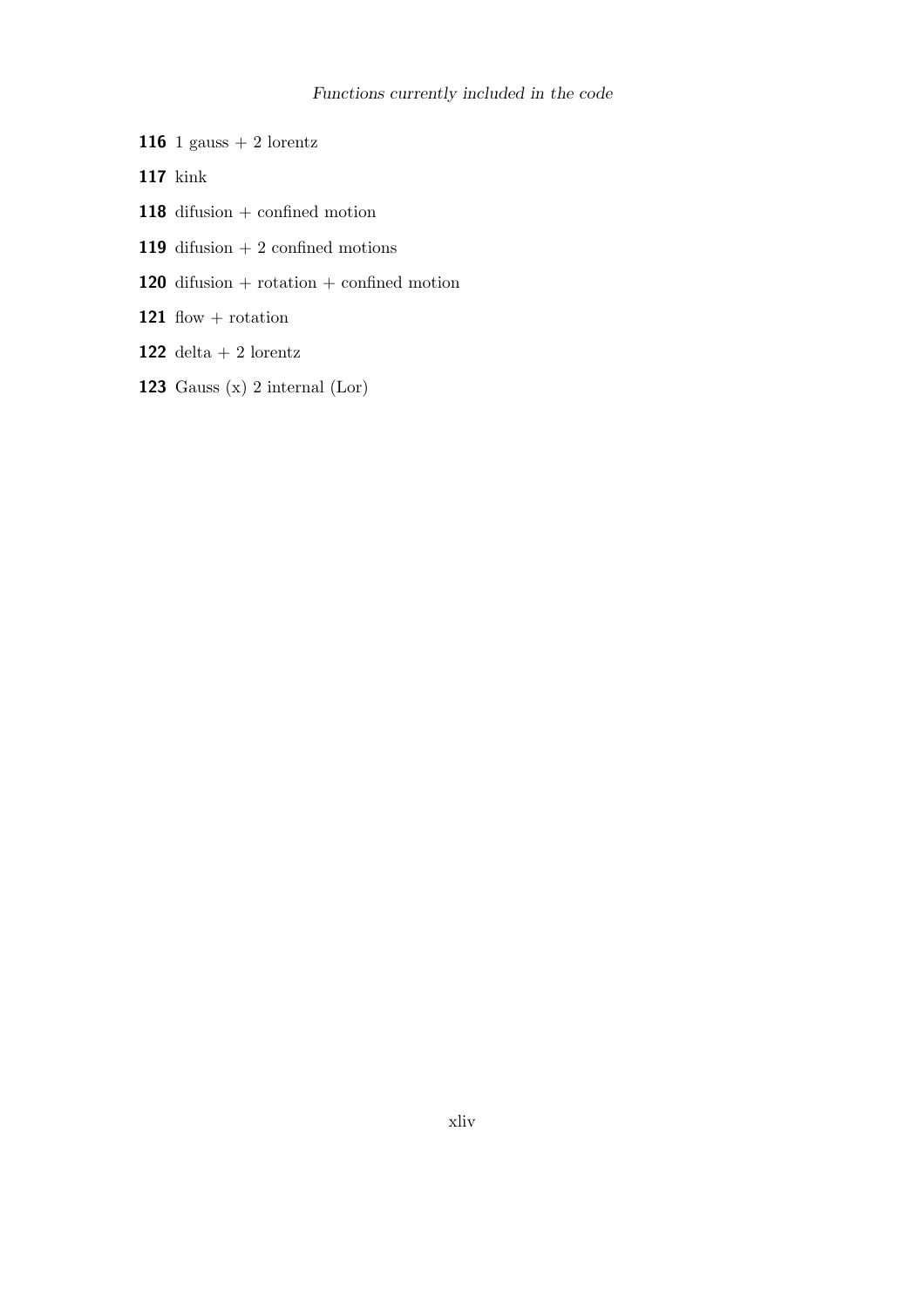**116** 1 gauss + 2 lorentz

**117** kink

**118** difusion + confined motion

**119** difusion + 2 confined motions

**120** difusion + rotation + confined motion

**121** flow + rotation

**122** delta + 2 lorentz

**123** Gauss (x) 2 internal (Lor)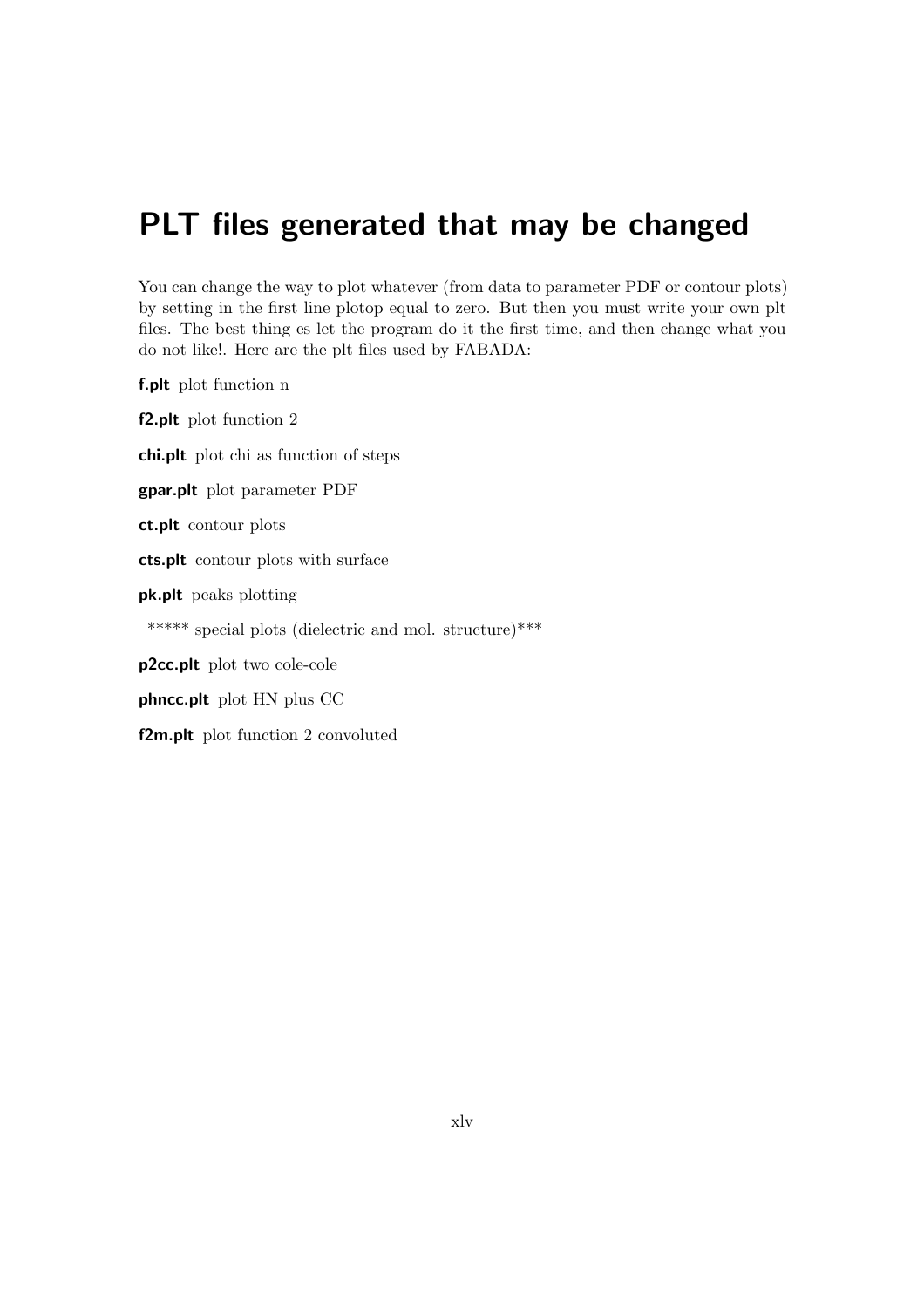# PLT files generated that may be changed

You can change the way to plot whatever (from data to parameter PDF or contour plots) by setting in the first line plotop equal to zero. But then you must write your own plt files. The best thing es let the program do it the first time, and then change what you do not like!. Here are the plt files used by FABADA:

**f.plt** plot function n

**f2.plt** plot function 2

**chi.plt** plot chi as function of steps

**gpar.plt** plot parameter PDF

**ct.plt** contour plots

**cts.plt** contour plots with surface

**pk.plt** peaks plotting

***** special plots (dielectric and mol. structure)***

**p2cc.plt** plot two cole-cole

**phncc.plt** plot HN plus CC

**f2m.plt** plot function 2 convoluted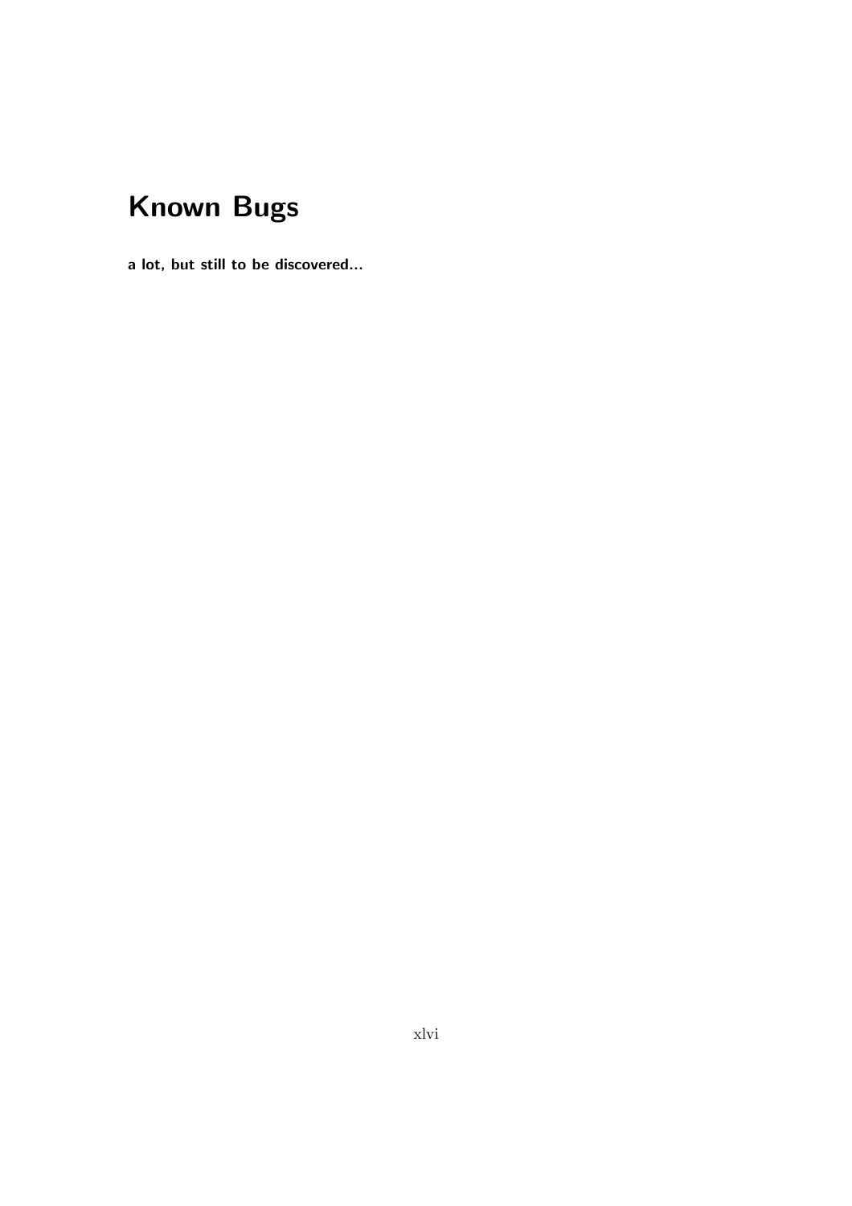# Known Bugs

**a lot, but still to be discovered...**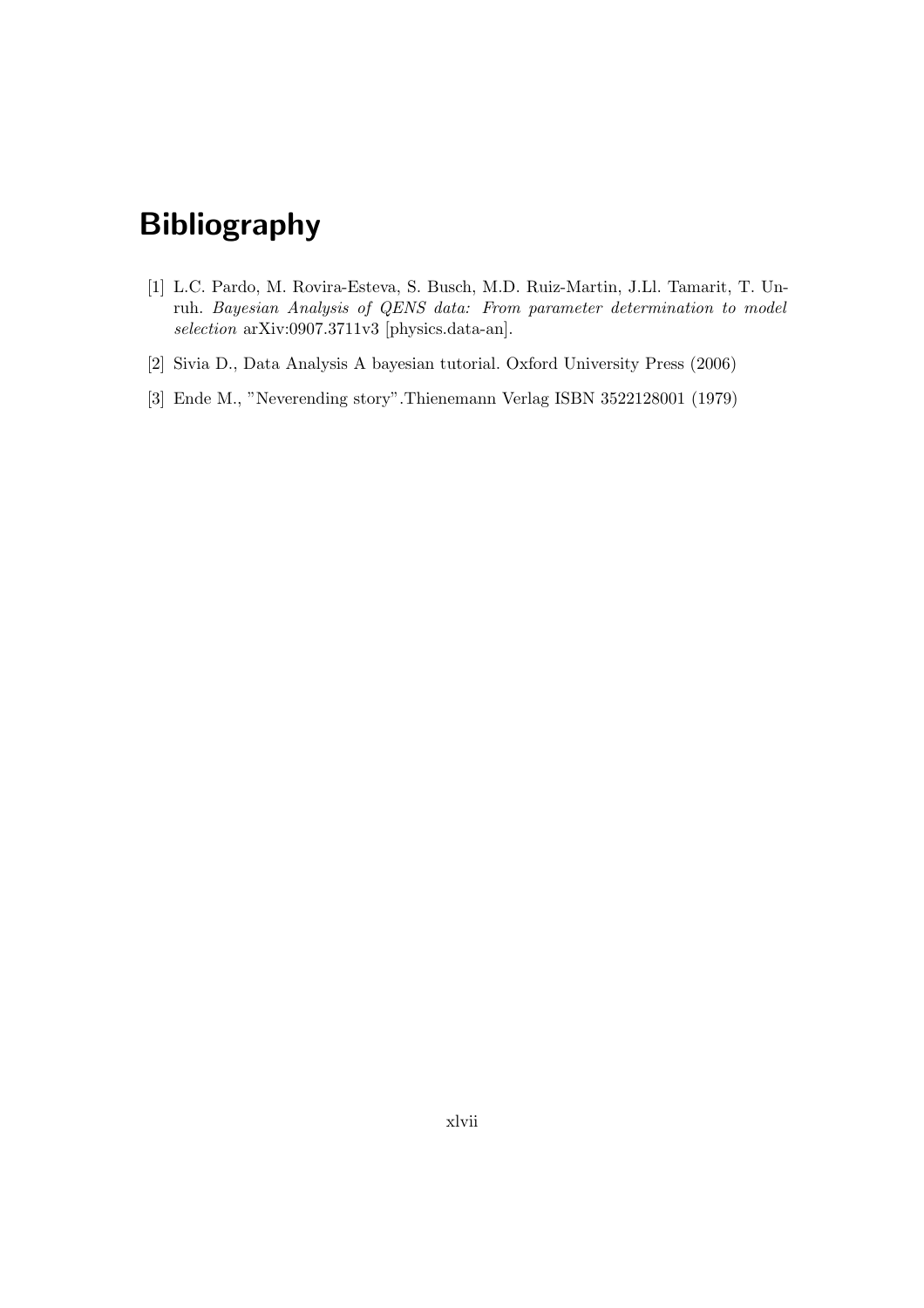# Bibliography

[1] L.C. Pardo, M. Rovira-Esteva, S. Busch, M.D. Ruiz-Martin, J.Ll. Tamarit, T. Unruh. *Bayesian Analysis of QENS data: From parameter determination to model selection* arXiv:0907.3711v3 [physics.data-an].

[2] Sivia D., Data Analysis A bayesian tutorial. Oxford University Press (2006)

[3] Ende M., "Neverending story".Thienemann Verlag ISBN 3522128001 (1979)